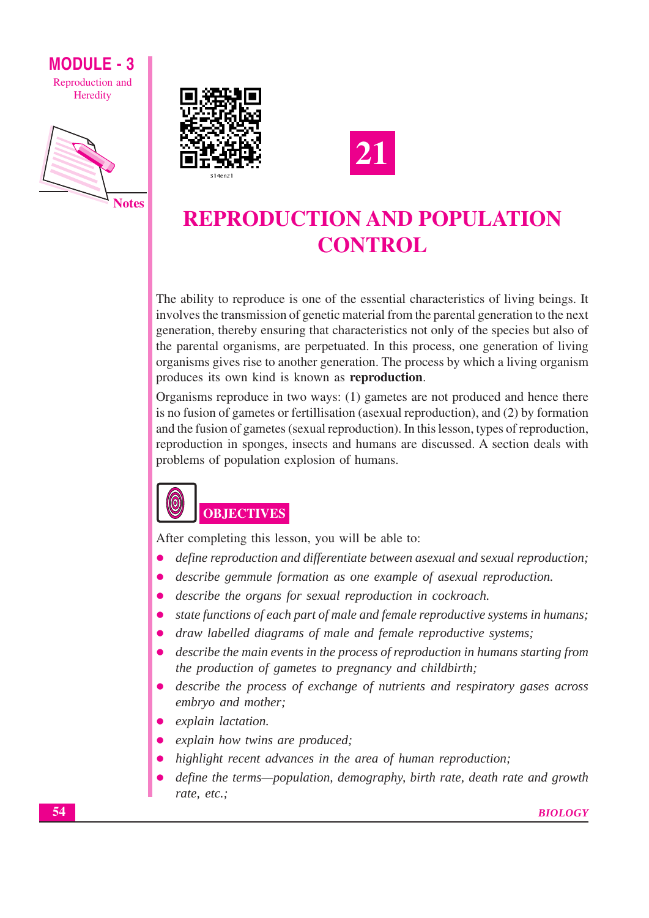# 21

# REPRODUCTION AND POPULATION CONTROL

The ability to reproduce is one of the essential characteristics of living beings. It involves the transmission of genetic material from the parental generation to the next generation, thereby ensuring that characteristics not only of the species but also of the parental organisms, are perpetuated. In this process, one generation of living organisms gives rise to another generation. The process by which a living organism produces its own kind is known as **reproduction**.

Organisms reproduce in two ways: (1) gametes are not produced and hence there is no fusion of gametes or fertillisation (asexual reproduction), and (2) by formation and the fusion of gametes (sexual reproduction). In this lesson, types of reproduction, reproduction in sponges, insects and humans are discussed. A section deals with problems of population explosion of humans.

## OBJECTIVES

After completing this lesson, you will be able to:

- *define reproduction and differentiate between asexual and sexual reproduction;*
- *describe gemmule formation as one example of asexual reproduction.*
- *describe the organs for sexual reproduction in cockroach.*
- *state functions of each part of male and female reproductive systems in humans;*
- *draw labelled diagrams of male and female reproductive systems;*
- *describe the main events in the process of reproduction in humans starting from the production of gametes to pregnancy and childbirth;*
- *describe the process of exchange of nutrients and respiratory gases across embryo and mother;*
- *explain lactation.*
- *explain how twins are produced;*
- *highlight recent advances in the area of human reproduction;*
- *define the terms—population, demography, birth rate, death rate and growth rate, etc.;*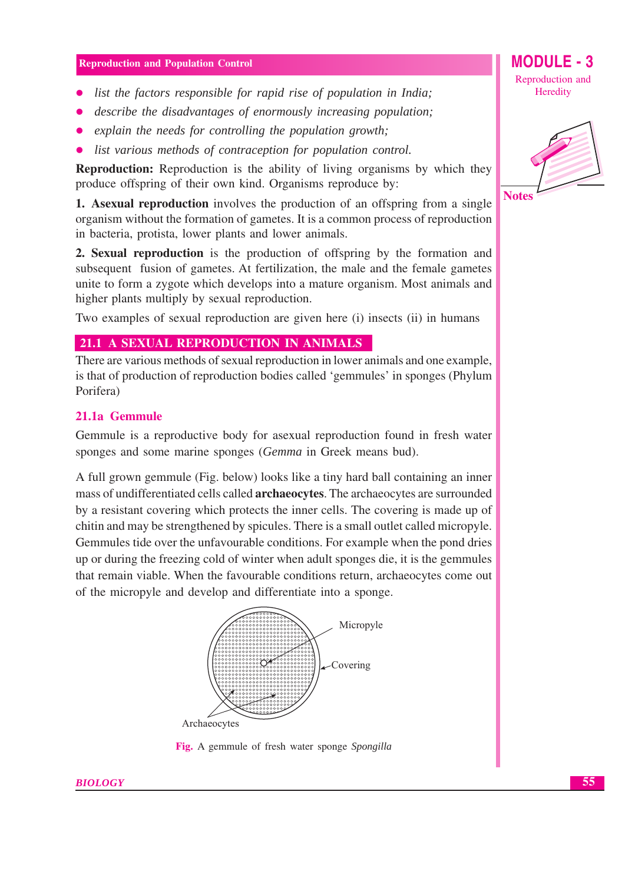- *list the factors responsible for rapid rise of population in India;*
- *describe the disadvantages of enormously increasing population;*
- *explain the needs for controlling the population growth;*
- *list various methods of contraception for population control.*

**Reproduction:** Reproduction is the ability of living organisms by which they produce offspring of their own kind. Organisms reproduce by:

**1. Asexual reproduction** involves the production of an offspring from a single organism without the formation of gametes. It is a common process of reproduction in bacteria, protista, lower plants and lower animals.

**2. Sexual reproduction** is the production of offspring by the formation and subsequent fusion of gametes. At fertilization, the male and the female gametes unite to form a zygote which develops into a mature organism. Most animals and higher plants multiply by sexual reproduction.

Two examples of sexual reproduction are given here (i) insects (ii) in humans

## 21.1 A SEXUAL REPRODUCTION IN ANIMALS

There are various methods of sexual reproduction in lower animals and one example, is that of production of reproduction bodies called 'gemmules' in sponges (Phylum Porifera)

### 21.1a Gemmule

Gemmule is a reproductive body for asexual reproduction found in fresh water sponges and some marine sponges (*Gemma* in Greek means bud).

A full grown gemmule (Fig. below) looks like a tiny hard ball containing an inner mass of undifferentiated cells called **archaeocytes**. The archaeocytes are surrounded by a resistant covering which protects the inner cells. The covering is made up of chitin and may be strengthened by spicules. There is a small outlet called micropyle. Gemmules tide over the unfavourable conditions. For example when the pond dries up or during the freezing cold of winter when adult sponges die, it is the gemmules that remain viable. When the favourable conditions return, archaeocytes come out of the micropyle and develop and differentiate into a sponge.

Micropyle

Covering

Archaeocytes

**Fig.** A gemmule of fresh water sponge *Spongilla*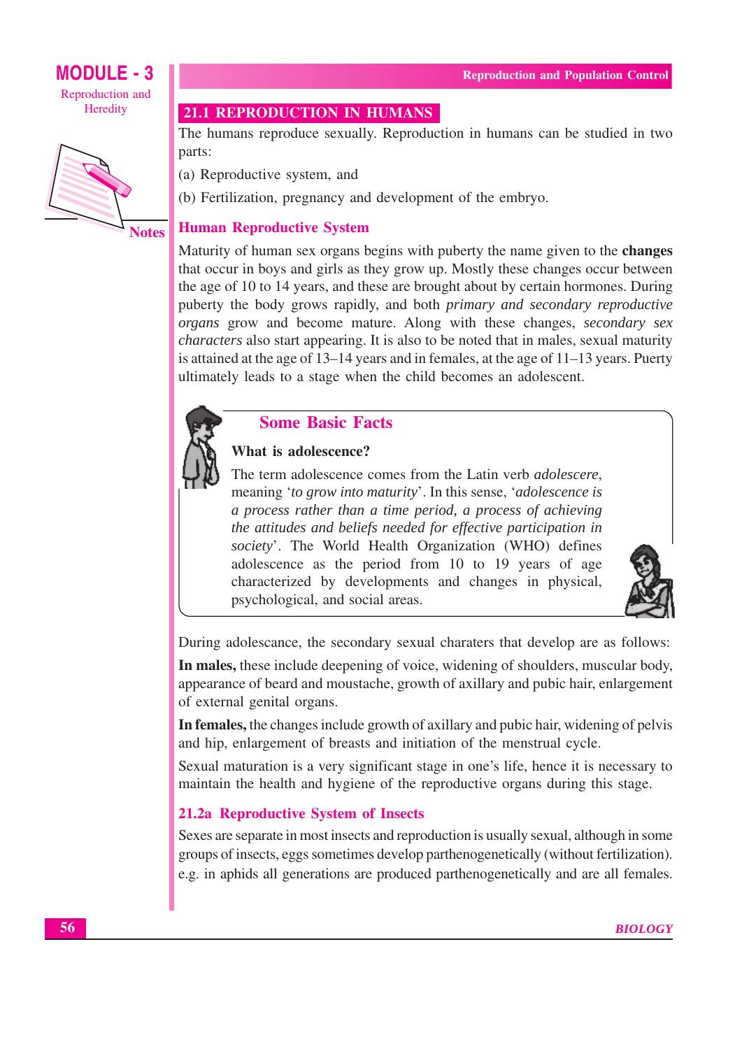## 21.1 REPRODUCTION IN HUMANS

The humans reproduce sexually. Reproduction in humans can be studied in two parts:

(a) Reproductive system, and

(b) Fertilization, pregnancy and development of the embryo.

### Human Reproductive System

Maturity of human sex organs begins with puberty the name given to the **changes** that occur in boys and girls as they grow up. Mostly these changes occur between the age of 10 to 14 years, and these are brought about by certain hormones. During puberty the body grows rapidly, and both *primary and secondary reproductive organs* grow and become mature. Along with these changes, *secondary sex characters* also start appearing. It is also to be noted that in males, sexual maturity is attained at the age of 13–14 years and in females, at the age of 11–13 years. Puerty ultimately leads to a stage when the child becomes an adolescent.

### Some Basic Facts

**What is adolescence?**

The term adolescence comes from the Latin verb *adolescere*, meaning '*to grow into maturity*'. In this sense, '*adolescence is a process rather than a time period, a process of achieving the attitudes and beliefs needed for effective participation in society*'. The World Health Organization (WHO) defines adolescence as the period from 10 to 19 years of age characterized by developments and changes in physical, psychological, and social areas.

During adolescance, the secondary sexual charaters that develop are as follows:

**In males,** these include deepening of voice, widening of shoulders, muscular body, appearance of beard and moustache, growth of axillary and pubic hair, enlargement of external genital organs.

**In females,** the changes include growth of axillary and pubic hair, widening of pelvis and hip, enlargement of breasts and initiation of the menstrual cycle.

Sexual maturation is a very significant stage in one's life, hence it is necessary to maintain the health and hygiene of the reproductive organs during this stage.

### 21.2a Reproductive System of Insects

Sexes are separate in most insects and reproduction is usually sexual, although in some groups of insects, eggs sometimes develop parthenogenetically (without fertilization). e.g. in aphids all generations are produced parthenogenetically and are all females.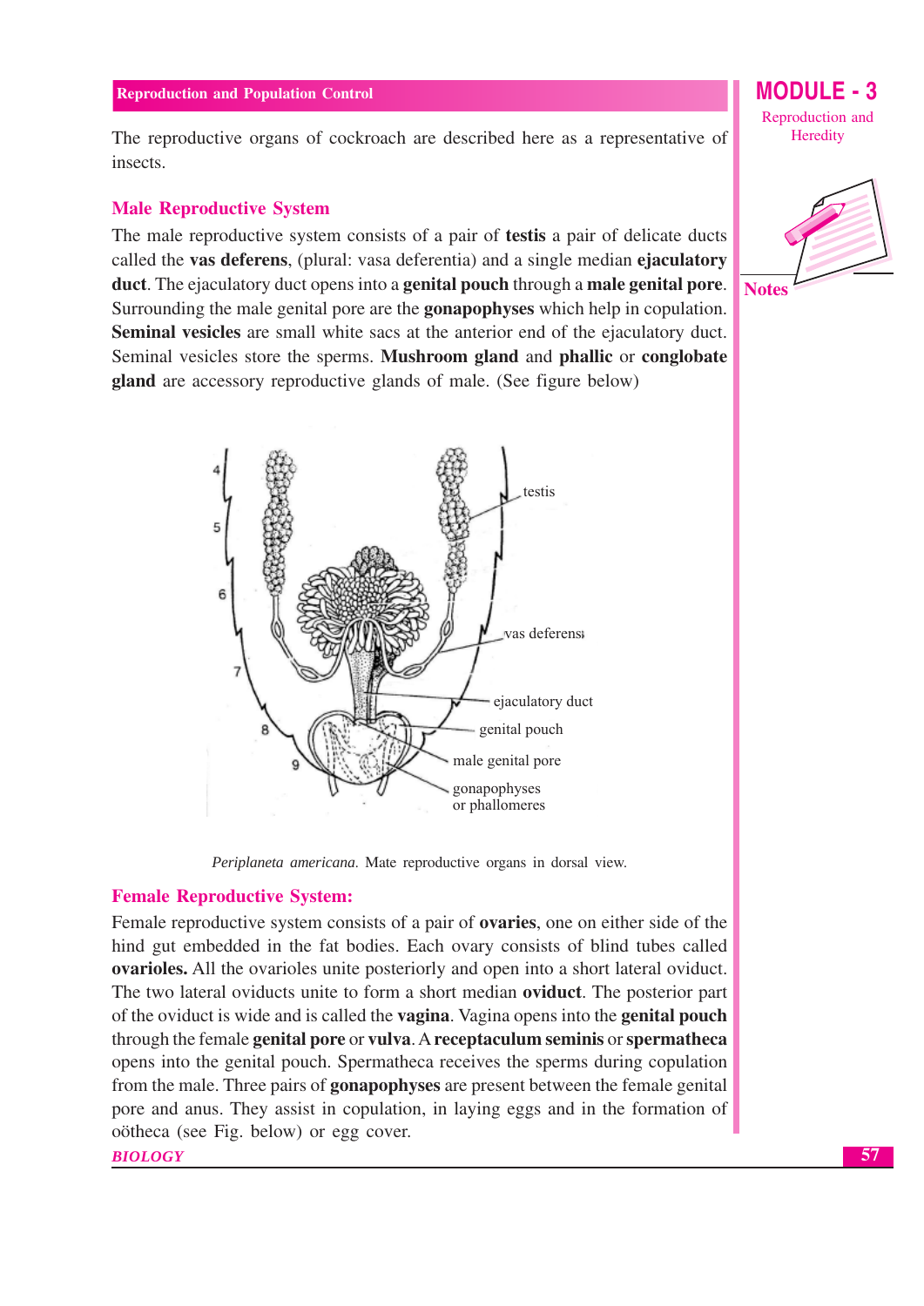The reproductive organs of cockroach are described here as a representative of insects.

## Male Reproductive System

The male reproductive system consists of a pair of **testis** a pair of delicate ducts called the **vas deferens**, (plural: vasa deferentia) and a single median **ejaculatory duct**. The ejaculatory duct opens into a **genital pouch** through a **male genital pore**. Surrounding the male genital pore are the **gonapophyses** which help in copulation. **Seminal vesicles** are small white sacs at the anterior end of the ejaculatory duct. Seminal vesicles store the sperms. **Mushroom gland** and **phallic** or **conglobate gland** are accessory reproductive glands of male. (See figure below)

*Periplaneta americana.* Mate reproductive organs in dorsal view.

## Female Reproductive System:

Female reproductive system consists of a pair of **ovaries**, one on either side of the hind gut embedded in the fat bodies. Each ovary consists of blind tubes called **ovarioles.** All the ovarioles unite posteriorly and open into a short lateral oviduct. The two lateral oviducts unite to form a short median **oviduct**. The posterior part of the oviduct is wide and is called the **vagina**. Vagina opens into the **genital pouch** through the female **genital pore** or **vulva**. A **receptaculum seminis** or **spermatheca** opens into the genital pouch. Spermatheca receives the sperms during copulation from the male. Three pairs of **gonapophyses** are present between the female genital pore and anus. They assist in copulation, in laying eggs and in the formation of oötheca (see Fig. below) or egg cover.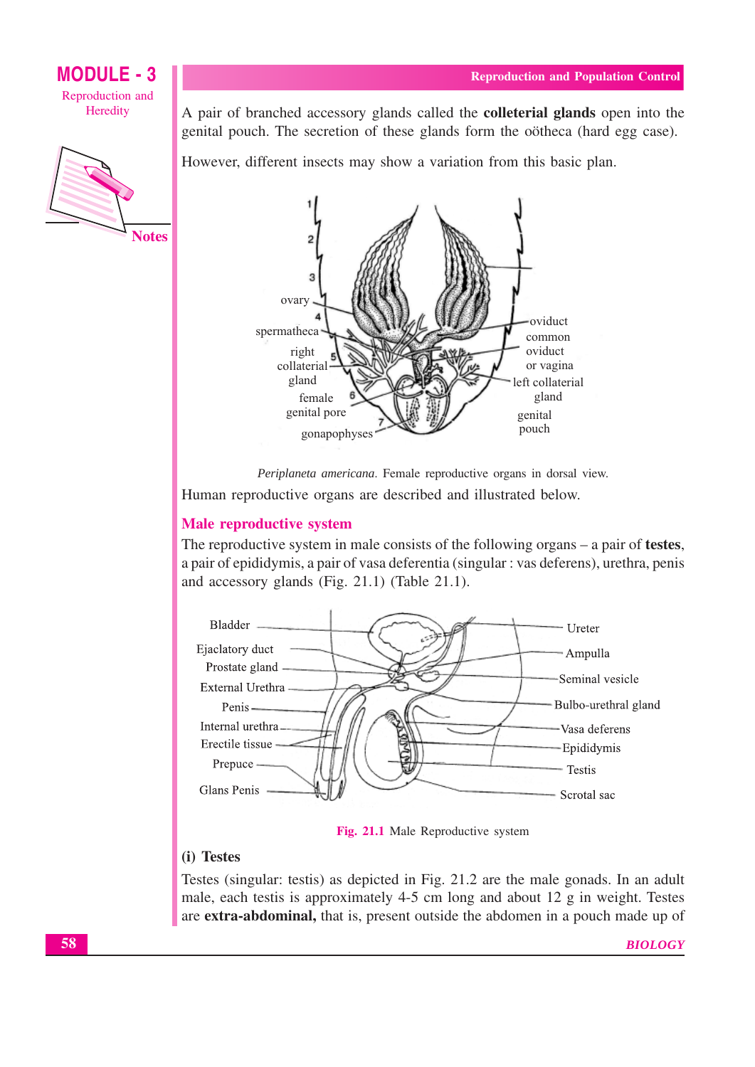A pair of branched accessory glands called the **colleterial glands** open into the genital pouch. The secretion of these glands form the oötheca (hard egg case).

However, different insects may show a variation from this basic plan.

*Periplaneta americana*. Female reproductive organs in dorsal view.

Human reproductive organs are described and illustrated below.

## Male reproductive system

The reproductive system in male consists of the following organs – a pair of **testes**, a pair of epididymis, a pair of vasa deferentia (singular : vas deferens), urethra, penis and accessory glands (Fig. 21.1) (Table 21.1).

**Fig. 21.1** Male Reproductive system

### (i) Testes

Testes (singular: testis) as depicted in Fig. 21.2 are the male gonads. In an adult male, each testis is approximately 4-5 cm long and about 12 g in weight. Testes are **extra-abdominal,** that is, present outside the abdomen in a pouch made up of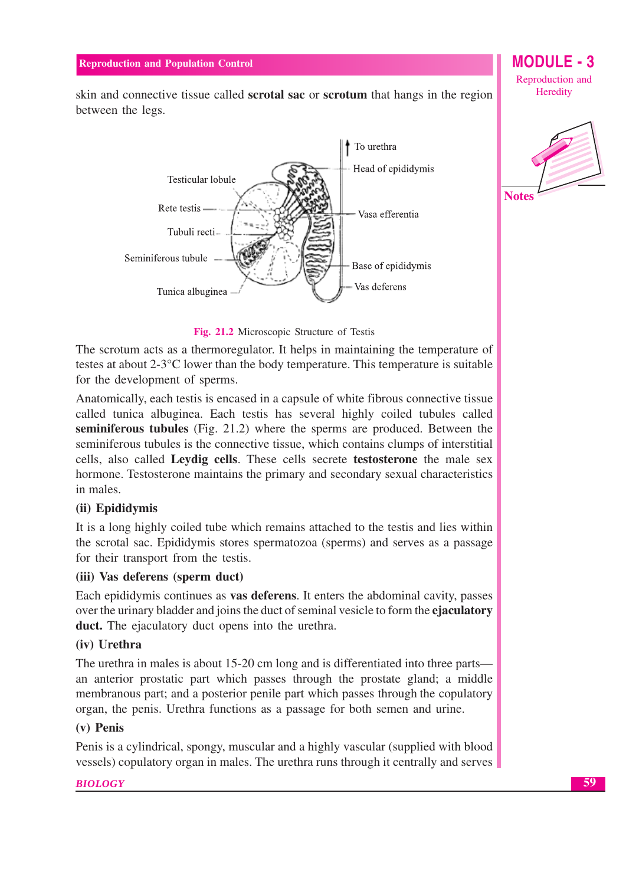skin and connective tissue called **scrotal sac** or **scrotum** that hangs in the region between the legs.

**Fig. 21.2** Microscopic Structure of Testis

The scrotum acts as a thermoregulator. It helps in maintaining the temperature of testes at about 2-3°C lower than the body temperature. This temperature is suitable for the development of sperms.

Anatomically, each testis is encased in a capsule of white fibrous connective tissue called tunica albuginea. Each testis has several highly coiled tubules called **seminiferous tubules** (Fig. 21.2) where the sperms are produced. Between the seminiferous tubules is the connective tissue, which contains clumps of interstitial cells, also called **Leydig cells**. These cells secrete **testosterone** the male sex hormone. Testosterone maintains the primary and secondary sexual characteristics in males.

**(ii) Epididymis**

It is a long highly coiled tube which remains attached to the testis and lies within the scrotal sac. Epididymis stores spermatozoa (sperms) and serves as a passage for their transport from the testis.

**(iii) Vas deferens (sperm duct)**

Each epididymis continues as **vas deferens**. It enters the abdominal cavity, passes over the urinary bladder and joins the duct of seminal vesicle to form the **ejaculatory duct.** The ejaculatory duct opens into the urethra.

**(iv) Urethra**

The urethra in males is about 15-20 cm long and is differentiated into three parts— an anterior prostatic part which passes through the prostate gland; a middle membranous part; and a posterior penile part which passes through the copulatory organ, the penis. Urethra functions as a passage for both semen and urine.

**(v) Penis**

Penis is a cylindrical, spongy, muscular and a highly vascular (supplied with blood vessels) copulatory organ in males. The urethra runs through it centrally and serves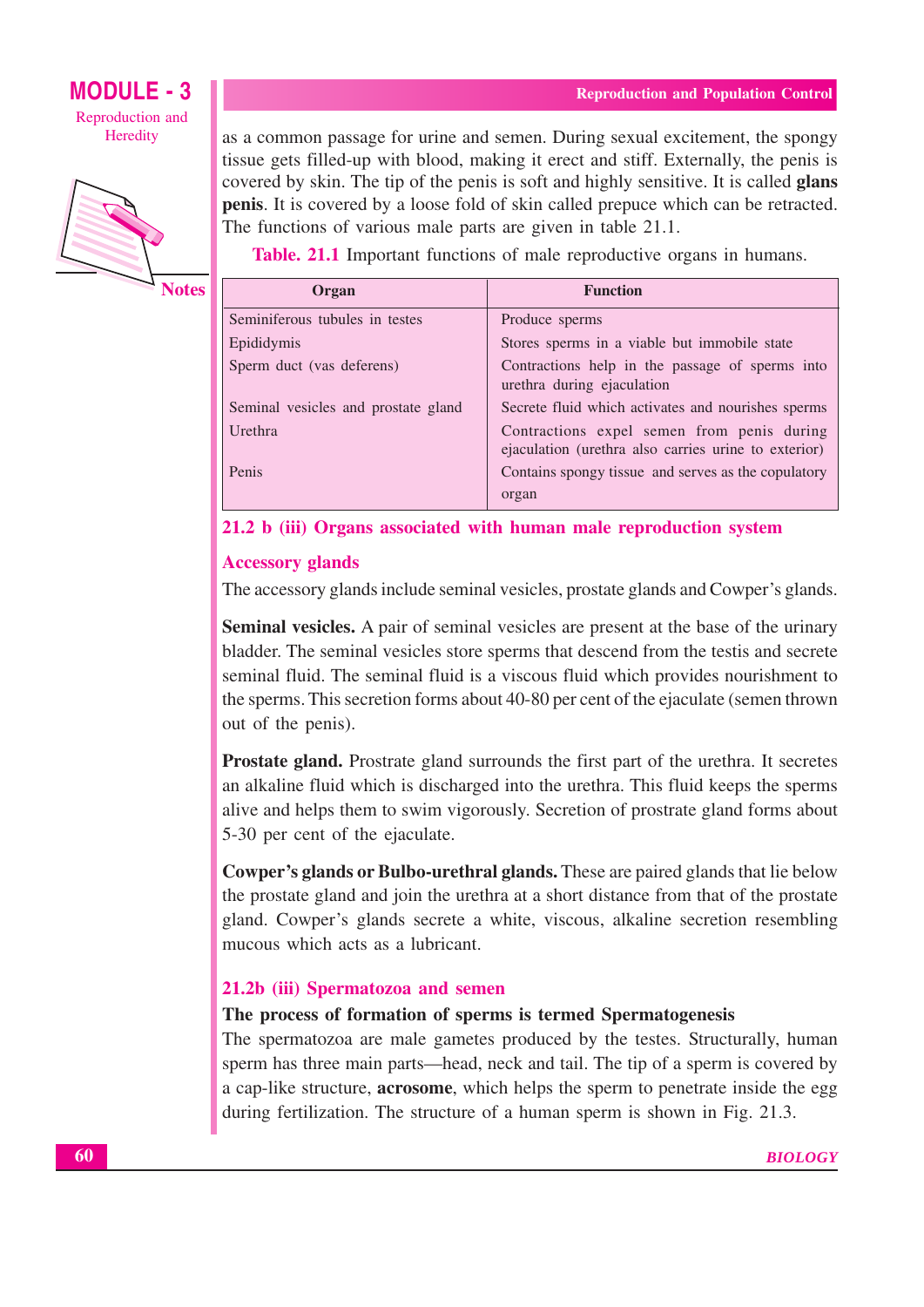as a common passage for urine and semen. During sexual excitement, the spongy tissue gets filled-up with blood, making it erect and stiff. Externally, the penis is covered by skin. The tip of the penis is soft and highly sensitive. It is called **glans penis**. It is covered by a loose fold of skin called prepuce which can be retracted. The functions of various male parts are given in table 21.1.

**Table. 21.1** Important functions of male reproductive organs in humans.

| Organ | Function |
|---|---|
| Seminiferous tubules in testes | Produce sperms |
| Epididymis | Stores sperms in a viable but immobile state |
| Sperm duct (vas deferens) | Contractions help in the passage of sperms into urethra during ejaculation |
| Seminal vesicles and prostate gland | Secrete fluid which activates and nourishes sperms |
| Urethra | Contractions expel semen from penis during ejaculation (urethra also carries urine to exterior) |
| Penis | Contains spongy tissue and serves as the copulatory organ |

## 21.2 b (iii) Organs associated with human male reproduction system

### Accessory glands

The accessory glands include seminal vesicles, prostate glands and Cowper's glands.

**Seminal vesicles.** A pair of seminal vesicles are present at the base of the urinary bladder. The seminal vesicles store sperms that descend from the testis and secrete seminal fluid. The seminal fluid is a viscous fluid which provides nourishment to the sperms. This secretion forms about 40-80 per cent of the ejaculate (semen thrown out of the penis).

**Prostate gland.** Prostrate gland surrounds the first part of the urethra. It secretes an alkaline fluid which is discharged into the urethra. This fluid keeps the sperms alive and helps them to swim vigorously. Secretion of prostrate gland forms about 5-30 per cent of the ejaculate.

**Cowper's glands or Bulbo-urethral glands.** These are paired glands that lie below the prostate gland and join the urethra at a short distance from that of the prostate gland. Cowper's glands secrete a white, viscous, alkaline secretion resembling mucous which acts as a lubricant.

## 21.2b (iii) Spermatozoa and semen

**The process of formation of sperms is termed Spermatogenesis**

The spermatozoa are male gametes produced by the testes. Structurally, human sperm has three main parts—head, neck and tail. The tip of a sperm is covered by a cap-like structure, **acrosome**, which helps the sperm to penetrate inside the egg during fertilization. The structure of a human sperm is shown in Fig. 21.3.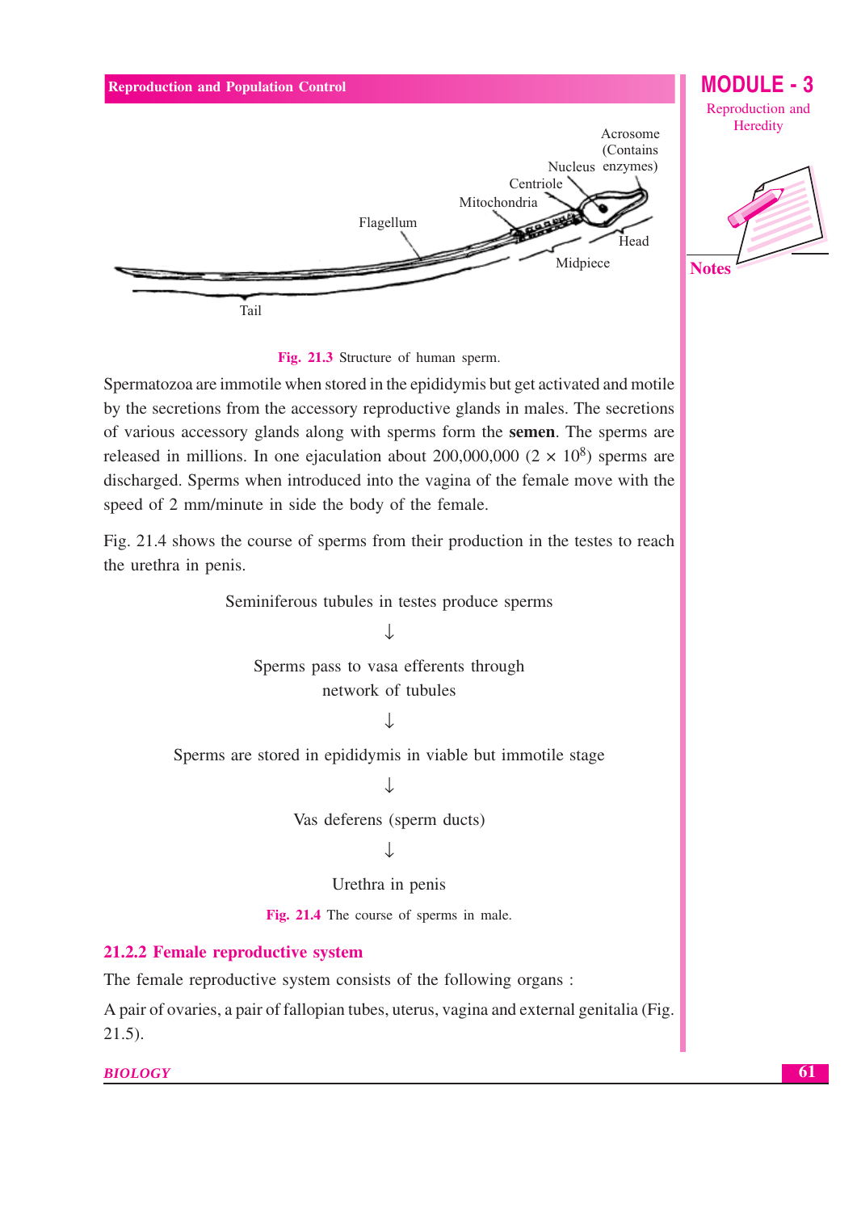Fig. 21.3 Structure of human sperm.

Spermatozoa are immotile when stored in the epididymis but get activated and motile by the secretions from the accessory reproductive glands in males. The secretions of various accessory glands along with sperms form the **semen**. The sperms are released in millions. In one ejaculation about 200,000,000 ($2 \times 10^8$) sperms are discharged. Sperms when introduced into the vagina of the female move with the speed of 2 mm/minute in side the body of the female.

Fig. 21.4 shows the course of sperms from their production in the testes to reach the urethra in penis.

Seminiferous tubules in testes produce sperms

↓

Sperms pass to vasa efferents through network of tubules

↓

Sperms are stored in epididymis in viable but immotile stage

↓

Vas deferens (sperm ducts)

↓

Urethra in penis

Fig. 21.4 The course of sperms in male.

### 21.2.2 Female reproductive system

The female reproductive system consists of the following organs :

A pair of ovaries, a pair of fallopian tubes, uterus, vagina and external genitalia (Fig. 21.5).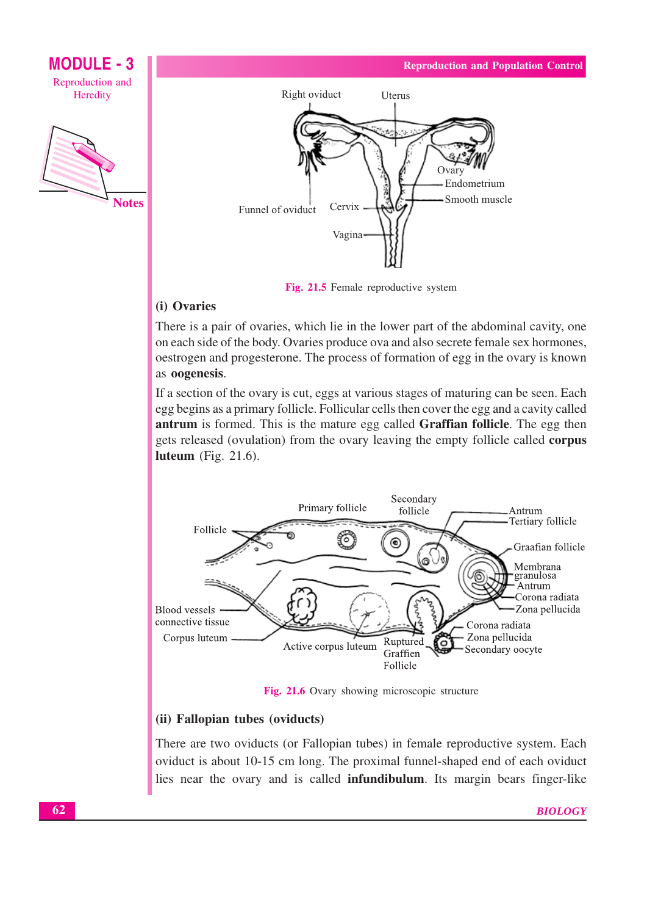Fig. 21.5 Female reproductive system

### (i) Ovaries

There is a pair of ovaries, which lie in the lower part of the abdominal cavity, one on each side of the body. Ovaries produce ova and also secrete female sex hormones, oestrogen and progesterone. The process of formation of egg in the ovary is known as **oogenesis**.

If a section of the ovary is cut, eggs at various stages of maturing can be seen. Each egg begins as a primary follicle. Follicular cells then cover the egg and a cavity called **antrum** is formed. This is the mature egg called **Graffian follicle**. The egg then gets released (ovulation) from the ovary leaving the empty follicle called **corpus luteum** (Fig. 21.6).

Fig. 21.6 Ovary showing microscopic structure

### (ii) Fallopian tubes (oviducts)

There are two oviducts (or Fallopian tubes) in female reproductive system. Each oviduct is about 10-15 cm long. The proximal funnel-shaped end of each oviduct lies near the ovary and is called **infundibulum**. Its margin bears finger-like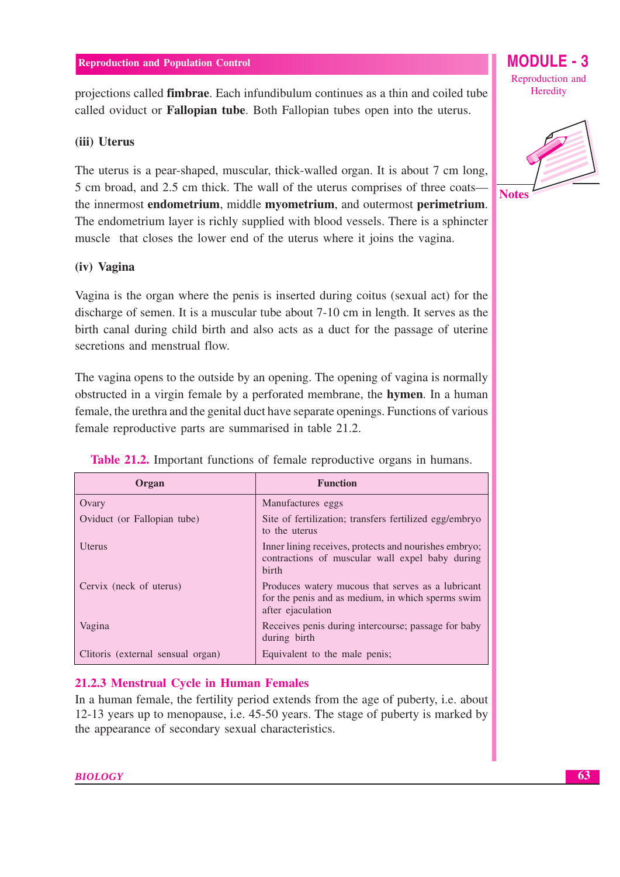projections called **fimbrae**. Each infundibulum continues as a thin and coiled tube called oviduct or **Fallopian tube**. Both Fallopian tubes open into the uterus.

**(iii) Uterus**

The uterus is a pear-shaped, muscular, thick-walled organ. It is about 7 cm long, 5 cm broad, and 2.5 cm thick. The wall of the uterus comprises of three coats—the innermost **endometrium**, middle **myometrium**, and outermost **perimetrium**. The endometrium layer is richly supplied with blood vessels. There is a sphincter muscle that closes the lower end of the uterus where it joins the vagina.

**(iv) Vagina**

Vagina is the organ where the penis is inserted during coitus (sexual act) for the discharge of semen. It is a muscular tube about 7-10 cm in length. It serves as the birth canal during child birth and also acts as a duct for the passage of uterine secretions and menstrual flow.

The vagina opens to the outside by an opening. The opening of vagina is normally obstructed in a virgin female by a perforated membrane, the **hymen**. In a human female, the urethra and the genital duct have separate openings. Functions of various female reproductive parts are summarised in table 21.2.

**Table 21.2.** Important functions of female reproductive organs in humans.

| Organ | Function |
|---|---|
| Ovary | Manufactures eggs |
| Oviduct (or Fallopian tube) | Site of fertilization; transfers fertilized egg/embryo to the uterus |
| Uterus | Inner lining receives, protects and nourishes embryo; contractions of muscular wall expel baby during birth |
| Cervix (neck of uterus) | Produces watery mucous that serves as a lubricant for the penis and as medium, in which sperms swim after ejaculation |
| Vagina | Receives penis during intercourse; passage for baby during birth |
| Clitoris (external sensual organ) | Equivalent to the male penis; |

### 21.2.3 Menstrual Cycle in Human Females

In a human female, the fertility period extends from the age of puberty, i.e. about 12-13 years up to menopause, i.e. 45-50 years. The stage of puberty is marked by the appearance of secondary sexual characteristics.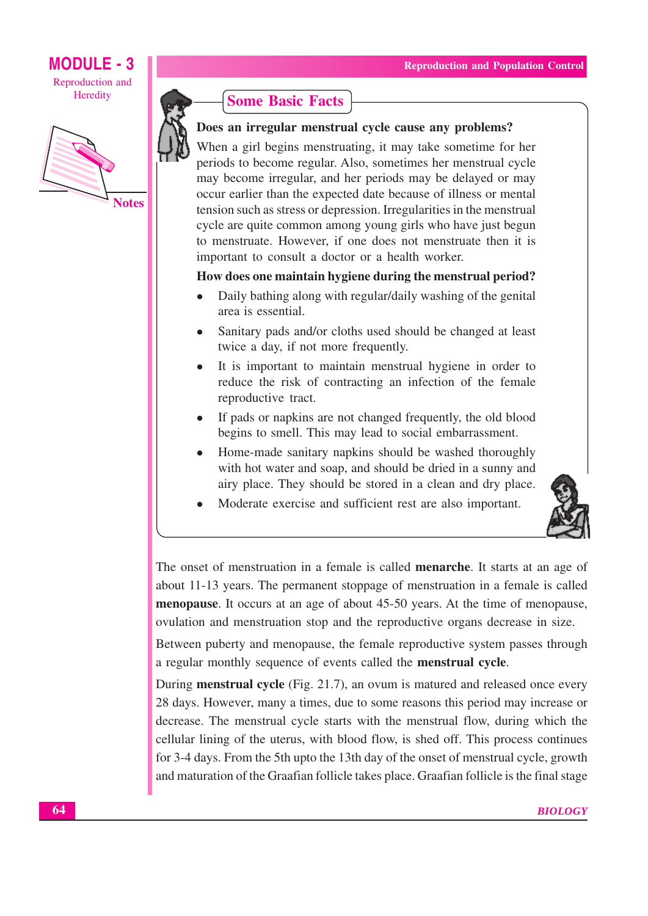## Some Basic Facts

**Does an irregular menstrual cycle cause any problems?**

When a girl begins menstruating, it may take sometime for her periods to become regular. Also, sometimes her menstrual cycle may become irregular, and her periods may be delayed or may occur earlier than the expected date because of illness or mental tension such as stress or depression. Irregularities in the menstrual cycle are quite common among young girls who have just begun to menstruate. However, if one does not menstruate then it is important to consult a doctor or a health worker.

**How does one maintain hygiene during the menstrual period?**

- Daily bathing along with regular/daily washing of the genital area is essential.
- Sanitary pads and/or cloths used should be changed at least twice a day, if not more frequently.
- It is important to maintain menstrual hygiene in order to reduce the risk of contracting an infection of the female reproductive tract.
- If pads or napkins are not changed frequently, the old blood begins to smell. This may lead to social embarrassment.
- Home-made sanitary napkins should be washed thoroughly with hot water and soap, and should be dried in a sunny and airy place. They should be stored in a clean and dry place.
- Moderate exercise and sufficient rest are also important.

The onset of menstruation in a female is called **menarche**. It starts at an age of about 11-13 years. The permanent stoppage of menstruation in a female is called **menopause**. It occurs at an age of about 45-50 years. At the time of menopause, ovulation and menstruation stop and the reproductive organs decrease in size.

Between puberty and menopause, the female reproductive system passes through a regular monthly sequence of events called the **menstrual cycle**.

During **menstrual cycle** (Fig. 21.7), an ovum is matured and released once every 28 days. However, many a times, due to some reasons this period may increase or decrease. The menstrual cycle starts with the menstrual flow, during which the cellular lining of the uterus, with blood flow, is shed off. This process continues for 3-4 days. From the 5th upto the 13th day of the onset of menstrual cycle, growth and maturation of the Graafian follicle takes place. Graafian follicle is the final stage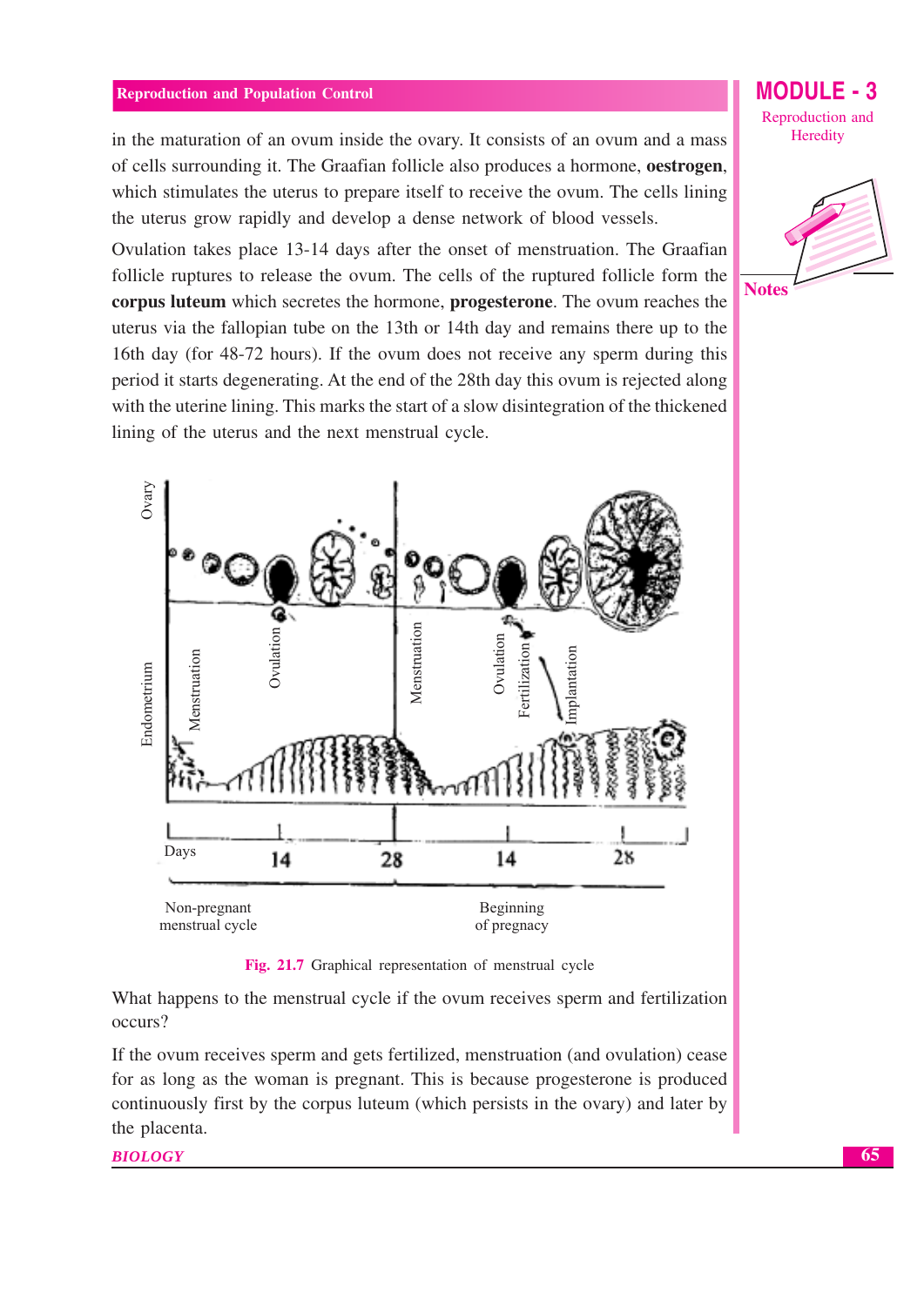in the maturation of an ovum inside the ovary. It consists of an ovum and a mass of cells surrounding it. The Graafian follicle also produces a hormone, **oestrogen**, which stimulates the uterus to prepare itself to receive the ovum. The cells lining the uterus grow rapidly and develop a dense network of blood vessels.

Ovulation takes place 13-14 days after the onset of menstruation. The Graafian follicle ruptures to release the ovum. The cells of the ruptured follicle form the **corpus luteum** which secretes the hormone, **progesterone**. The ovum reaches the uterus via the fallopian tube on the 13th or 14th day and remains there up to the 16th day (for 48-72 hours). If the ovum does not receive any sperm during this period it starts degenerating. At the end of the 28th day this ovum is rejected along with the uterine lining. This marks the start of a slow disintegration of the thickened lining of the uterus and the next menstrual cycle.

Fig. 21.7 Graphical representation of menstrual cycle

What happens to the menstrual cycle if the ovum receives sperm and fertilization occurs?

If the ovum receives sperm and gets fertilized, menstruation (and ovulation) cease for as long as the woman is pregnant. This is because progesterone is produced continuously first by the corpus luteum (which persists in the ovary) and later by the placenta.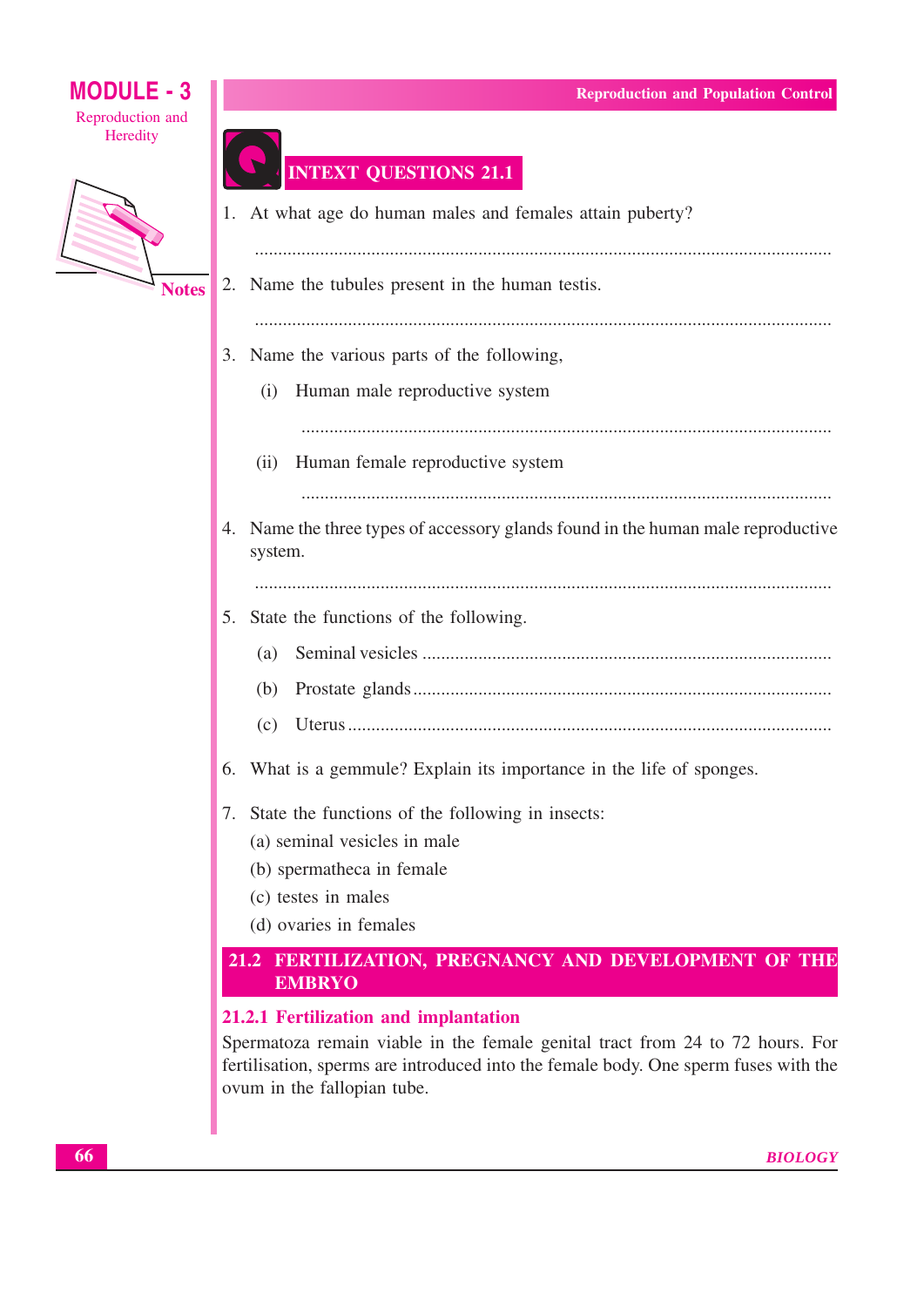## INTEXT QUESTIONS 21.1

1. At what age do human males and females attain puberty?

   ..........................................................................................................................

2. Name the tubules present in the human testis.

   ..........................................................................................................................

3. Name the various parts of the following,

   (i) Human male reproductive system

   ..........................................................................................................................

   (ii) Human female reproductive system

   ..........................................................................................................................

4. Name the three types of accessory glands found in the human male reproductive system.

   ..........................................................................................................................

5. State the functions of the following.

   (a) Seminal vesicles ..........................................................................................

   (b) Prostate glands ..........................................................................................

   (c) Uterus ..........................................................................................

6. What is a gemmule? Explain its importance in the life of sponges.

7. State the functions of the following in insects:

   (a) seminal vesicles in male

   (b) spermatheca in female

   (c) testes in males

   (d) ovaries in females

## 21.2 FERTILIZATION, PREGNANCY AND DEVELOPMENT OF THE EMBRYO

### 21.2.1 Fertilization and implantation

Spermatoza remain viable in the female genital tract from 24 to 72 hours. For fertilisation, sperms are introduced into the female body. One sperm fuses with the ovum in the fallopian tube.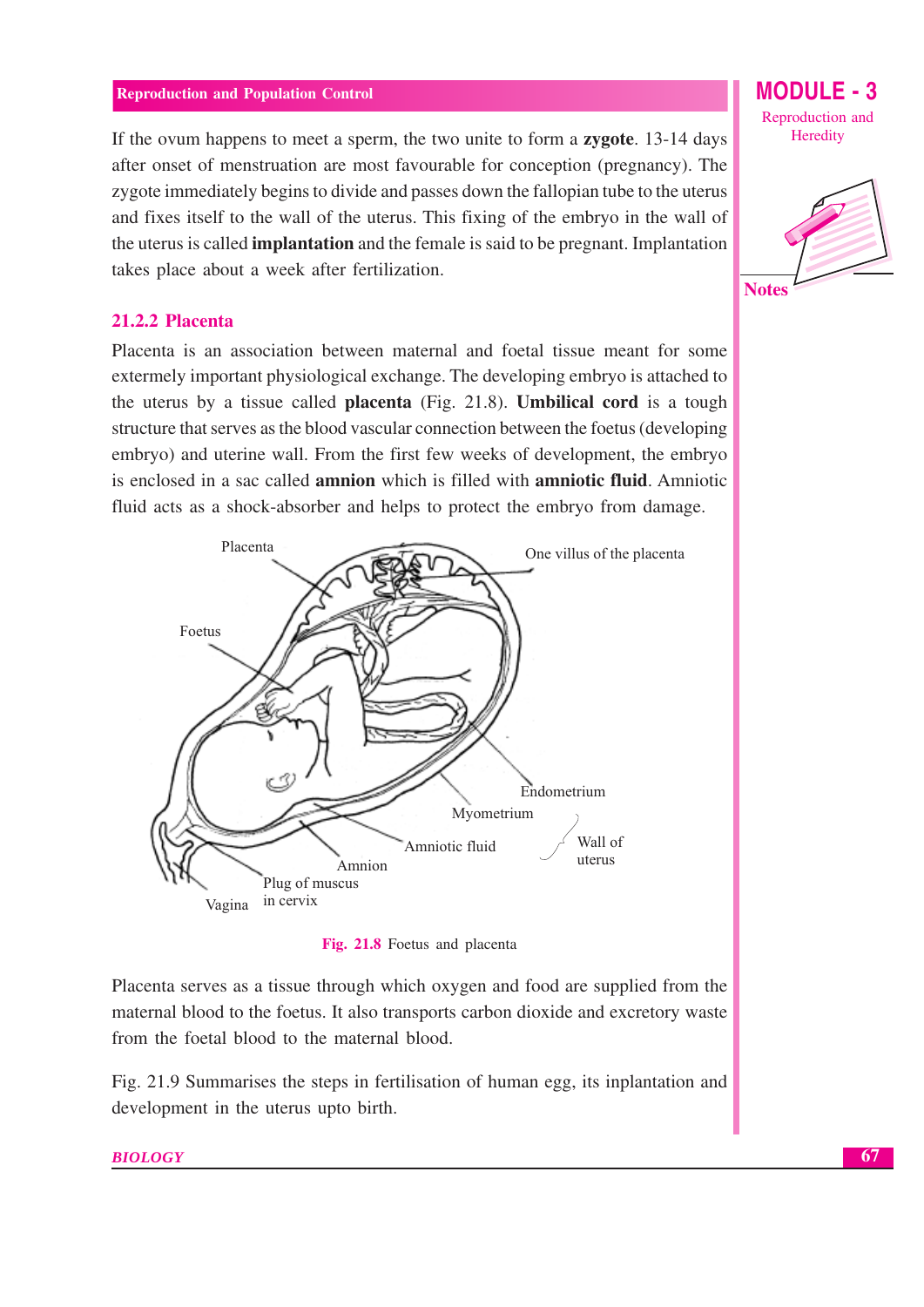If the ovum happens to meet a sperm, the two unite to form a **zygote**. 13-14 days after onset of menstruation are most favourable for conception (pregnancy). The zygote immediately begins to divide and passes down the fallopian tube to the uterus and fixes itself to the wall of the uterus. This fixing of the embryo in the wall of the uterus is called **implantation** and the female is said to be pregnant. Implantation takes place about a week after fertilization.

### 21.2.2 Placenta

Placenta is an association between maternal and foetal tissue meant for some extermely important physiological exchange. The developing embryo is attached to the uterus by a tissue called **placenta** (Fig. 21.8). **Umbilical cord** is a tough structure that serves as the blood vascular connection between the foetus (developing embryo) and uterine wall. From the first few weeks of development, the embryo is enclosed in a sac called **amnion** which is filled with **amniotic fluid**. Amniotic fluid acts as a shock-absorber and helps to protect the embryo from damage.

Placenta

One villus of the placenta

Foetus

Endometrium

Myometrium

Amniotic fluid

Wall of uterus

Amnion

Plug of muscus in cervix

Vagina

**Fig. 21.8** Foetus and placenta

Placenta serves as a tissue through which oxygen and food are supplied from the maternal blood to the foetus. It also transports carbon dioxide and excretory waste from the foetal blood to the maternal blood.

Fig. 21.9 Summarises the steps in fertilisation of human egg, its inplantation and development in the uterus upto birth.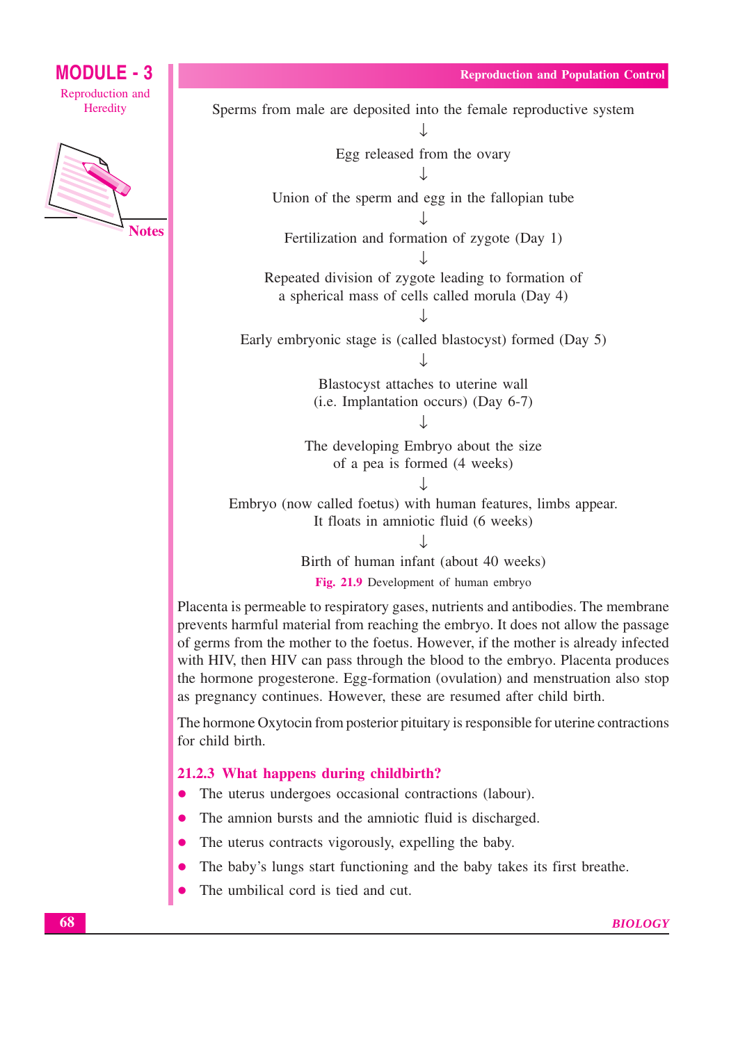Sperms from male are deposited into the female reproductive system

↓

Egg released from the ovary

↓

Union of the sperm and egg in the fallopian tube

↓

Fertilization and formation of zygote (Day 1)

↓

Repeated division of zygote leading to formation of a spherical mass of cells called morula (Day 4)

↓

Early embryonic stage is (called blastocyst) formed (Day 5)

↓

Blastocyst attaches to uterine wall (i.e. Implantation occurs) (Day 6-7)

↓

The developing Embryo about the size of a pea is formed (4 weeks)

↓

Embryo (now called foetus) with human features, limbs appear. It floats in amniotic fluid (6 weeks)

↓

Birth of human infant (about 40 weeks)

**Fig. 21.9** Development of human embryo

Placenta is permeable to respiratory gases, nutrients and antibodies. The membrane prevents harmful material from reaching the embryo. It does not allow the passage of germs from the mother to the foetus. However, if the mother is already infected with HIV, then HIV can pass through the blood to the embryo. Placenta produces the hormone progesterone. Egg-formation (ovulation) and menstruation also stop as pregnancy continues. However, these are resumed after child birth.

The hormone Oxytocin from posterior pituitary is responsible for uterine contractions for child birth.

### 21.2.3 What happens during childbirth?

- The uterus undergoes occasional contractions (labour).
- The amnion bursts and the amniotic fluid is discharged.
- The uterus contracts vigorously, expelling the baby.
- The baby's lungs start functioning and the baby takes its first breathe.
- The umbilical cord is tied and cut.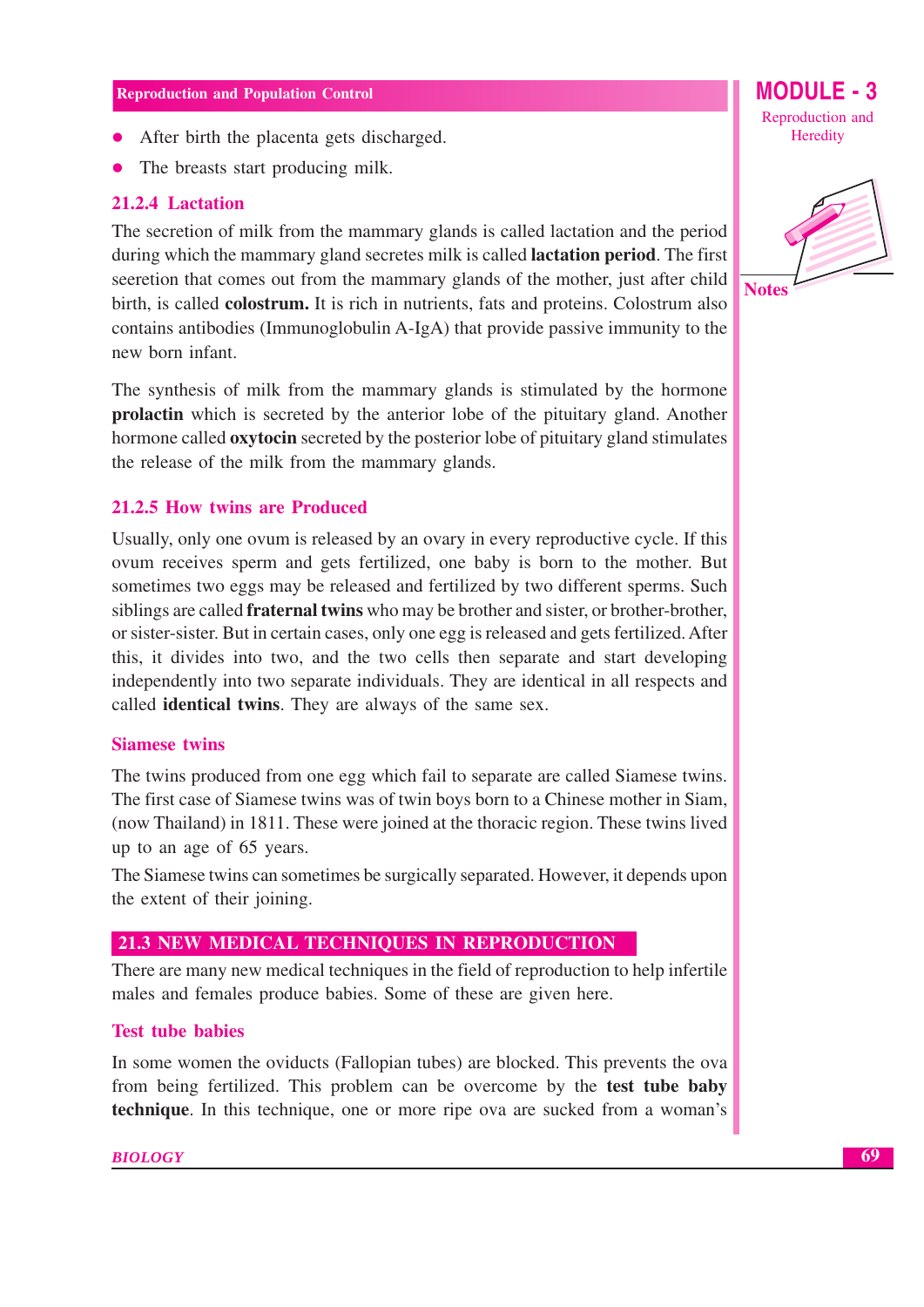- After birth the placenta gets discharged.
- The breasts start producing milk.

### 21.2.4 Lactation

The secretion of milk from the mammary glands is called lactation and the period during which the mammary gland secretes milk is called **lactation period**. The first seeretion that comes out from the mammary glands of the mother, just after child birth, is called **colostrum.** It is rich in nutrients, fats and proteins. Colostrum also contains antibodies (Immunoglobulin A-IgA) that provide passive immunity to the new born infant.

The synthesis of milk from the mammary glands is stimulated by the hormone **prolactin** which is secreted by the anterior lobe of the pituitary gland. Another hormone called **oxytocin** secreted by the posterior lobe of pituitary gland stimulates the release of the milk from the mammary glands.

### 21.2.5 How twins are Produced

Usually, only one ovum is released by an ovary in every reproductive cycle. If this ovum receives sperm and gets fertilized, one baby is born to the mother. But sometimes two eggs may be released and fertilized by two different sperms. Such siblings are called **fraternal twins** who may be brother and sister, or brother-brother, or sister-sister. But in certain cases, only one egg is released and gets fertilized. After this, it divides into two, and the two cells then separate and start developing independently into two separate individuals. They are identical in all respects and called **identical twins**. They are always of the same sex.

#### Siamese twins

The twins produced from one egg which fail to separate are called Siamese twins. The first case of Siamese twins was of twin boys born to a Chinese mother in Siam, (now Thailand) in 1811. These were joined at the thoracic region. These twins lived up to an age of 65 years.

The Siamese twins can sometimes be surgically separated. However, it depends upon the extent of their joining.

## 21.3 NEW MEDICAL TECHNIQUES IN REPRODUCTION

There are many new medical techniques in the field of reproduction to help infertile males and females produce babies. Some of these are given here.

#### Test tube babies

In some women the oviducts (Fallopian tubes) are blocked. This prevents the ova from being fertilized. This problem can be overcome by the **test tube baby technique**. In this technique, one or more ripe ova are sucked from a woman's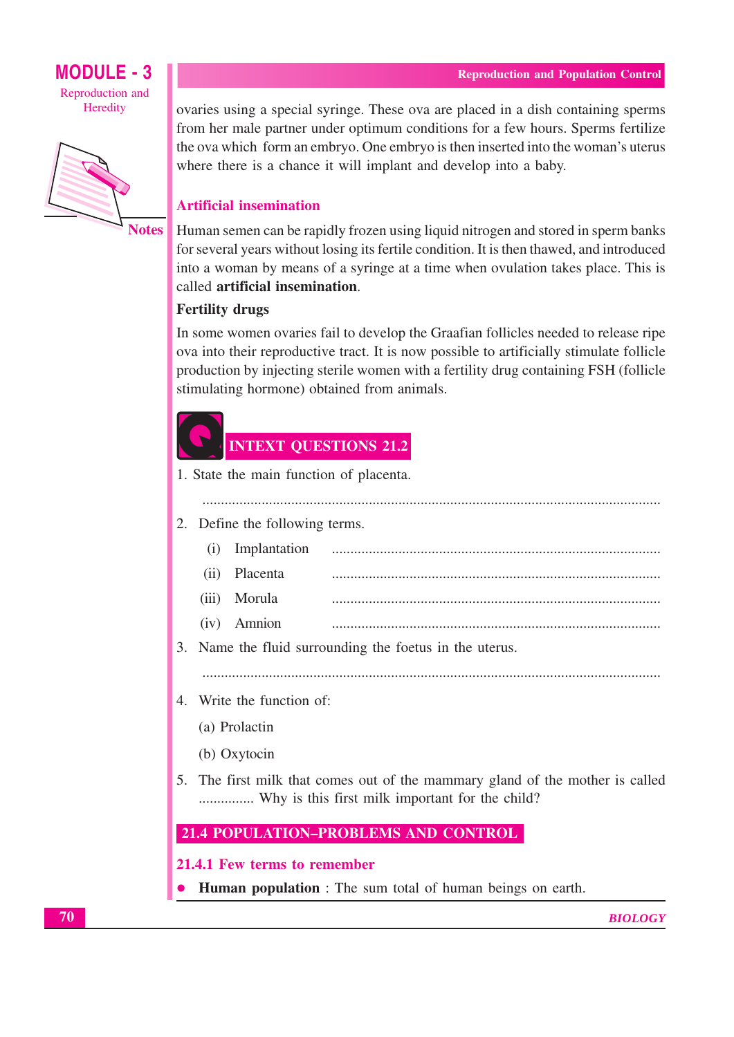ovaries using a special syringe. These ova are placed in a dish containing sperms from her male partner under optimum conditions for a few hours. Sperms fertilize the ova which form an embryo. One embryo is then inserted into the woman's uterus where there is a chance it will implant and develop into a baby.

### Artificial insemination

Human semen can be rapidly frozen using liquid nitrogen and stored in sperm banks for several years without losing its fertile condition. It is then thawed, and introduced into a woman by means of a syringe at a time when ovulation takes place. This is called **artificial insemination**.

**Fertility drugs**

In some women ovaries fail to develop the Graafian follicles needed to release ripe ova into their reproductive tract. It is now possible to artificially stimulate follicle production by injecting sterile women with a fertility drug containing FSH (follicle stimulating hormone) obtained from animals.

## INTEXT QUESTIONS 21.2

1. State the main function of placenta.

   ..........................................................................................................................

2. Define the following terms.

   (i) Implantation ........................................................................................

   (ii) Placenta ........................................................................................

   (iii) Morula ........................................................................................

   (iv) Amnion ........................................................................................

3. Name the fluid surrounding the foetus in the uterus.

   ..........................................................................................................................

4. Write the function of:

   (a) Prolactin

   (b) Oxytocin

5. The first milk that comes out of the mammary gland of the mother is called ............... Why is this first milk important for the child?

## 21.4 POPULATION–PROBLEMS AND CONTROL

### 21.4.1 Few terms to remember

- **Human population** : The sum total of human beings on earth.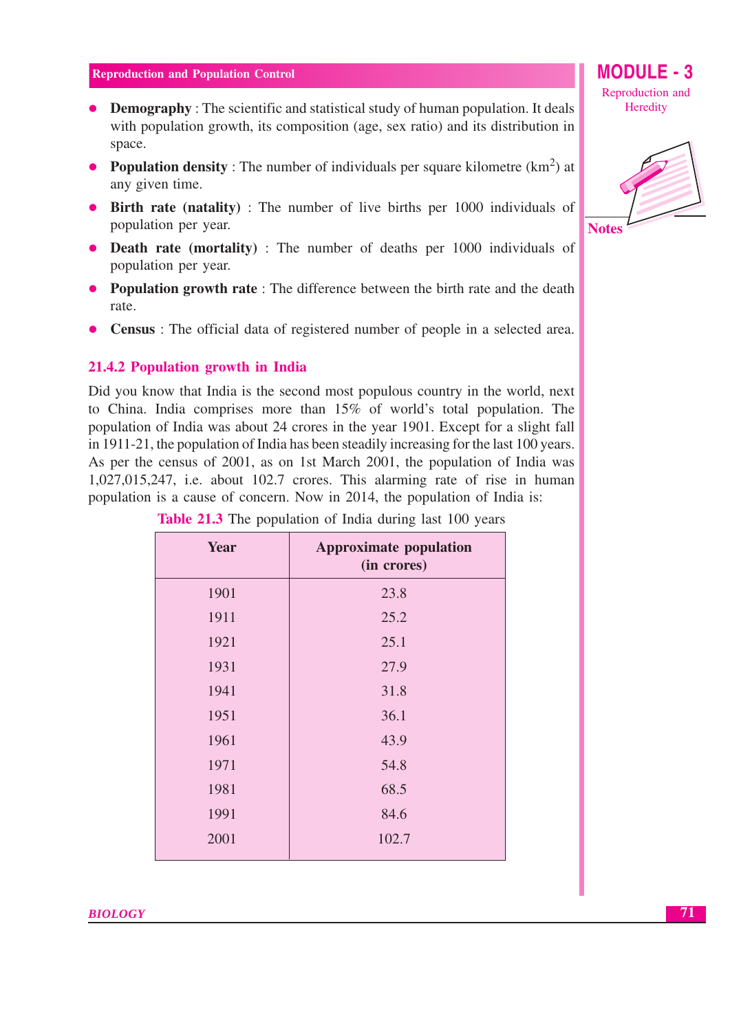- **Demography** : The scientific and statistical study of human population. It deals with population growth, its composition (age, sex ratio) and its distribution in space.
- **Population density** : The number of individuals per square kilometre ($km^2$) at any given time.
- **Birth rate (natality)** : The number of live births per 1000 individuals of population per year.
- **Death rate (mortality)** : The number of deaths per 1000 individuals of population per year.
- **Population growth rate** : The difference between the birth rate and the death rate.
- **Census** : The official data of registered number of people in a selected area.

### 21.4.2 Population growth in India

Did you know that India is the second most populous country in the world, next to China. India comprises more than 15% of world's total population. The population of India was about 24 crores in the year 1901. Except for a slight fall in 1911-21, the population of India has been steadily increasing for the last 100 years. As per the census of 2001, as on 1st March 2001, the population of India was 1,027,015,247, i.e. about 102.7 crores. This alarming rate of rise in human population is a cause of concern. Now in 2014, the population of India is:

**Table 21.3** The population of India during last 100 years

| Year | Approximate population (in crores) |
|---|---|
| 1901 | 23.8 |
| 1911 | 25.2 |
| 1921 | 25.1 |
| 1931 | 27.9 |
| 1941 | 31.8 |
| 1951 | 36.1 |
| 1961 | 43.9 |
| 1971 | 54.8 |
| 1981 | 68.5 |
| 1991 | 84.6 |
| 2001 | 102.7 |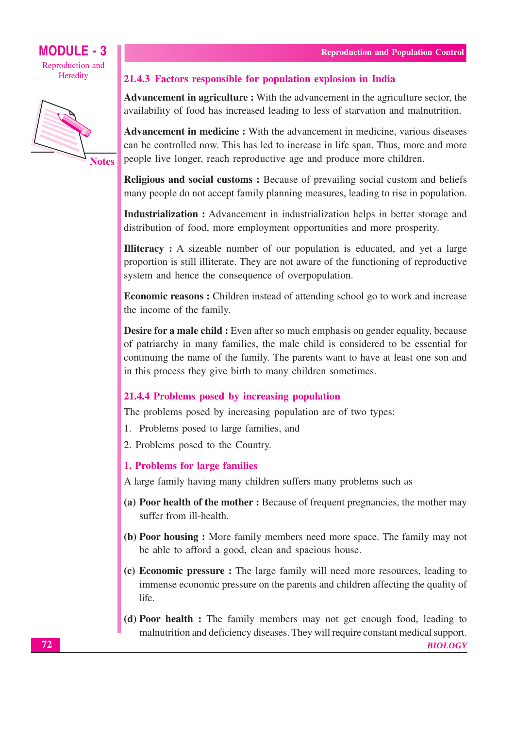### 21.4.3 Factors responsible for population explosion in India

**Advancement in agriculture :** With the advancement in the agriculture sector, the availability of food has increased leading to less of starvation and malnutrition.

**Advancement in medicine :** With the advancement in medicine, various diseases can be controlled now. This has led to increase in life span. Thus, more and more people live longer, reach reproductive age and produce more children.

**Religious and social customs :** Because of prevailing social custom and beliefs many people do not accept family planning measures, leading to rise in population.

**Industrialization :** Advancement in industrialization helps in better storage and distribution of food, more employment opportunities and more prosperity.

**Illiteracy :** A sizeable number of our population is educated, and yet a large proportion is still illiterate. They are not aware of the functioning of reproductive system and hence the consequence of overpopulation.

**Economic reasons :** Children instead of attending school go to work and increase the income of the family.

**Desire for a male child :** Even after so much emphasis on gender equality, because of patriarchy in many families, the male child is considered to be essential for continuing the name of the family. The parents want to have at least one son and in this process they give birth to many children sometimes.

### 21.4.4 Problems posed by increasing population

The problems posed by increasing population are of two types:

1. Problems posed to large families, and
2. Problems posed to the Country.

#### 1. Problems for large families

A large family having many children suffers many problems such as

**(a) Poor health of the mother :** Because of frequent pregnancies, the mother may suffer from ill-health.

**(b) Poor housing :** More family members need more space. The family may not be able to afford a good, clean and spacious house.

**(c) Economic pressure :** The large family will need more resources, leading to immense economic pressure on the parents and children affecting the quality of life.

**(d) Poor health :** The family members may not get enough food, leading to malnutrition and deficiency diseases. They will require constant medical support.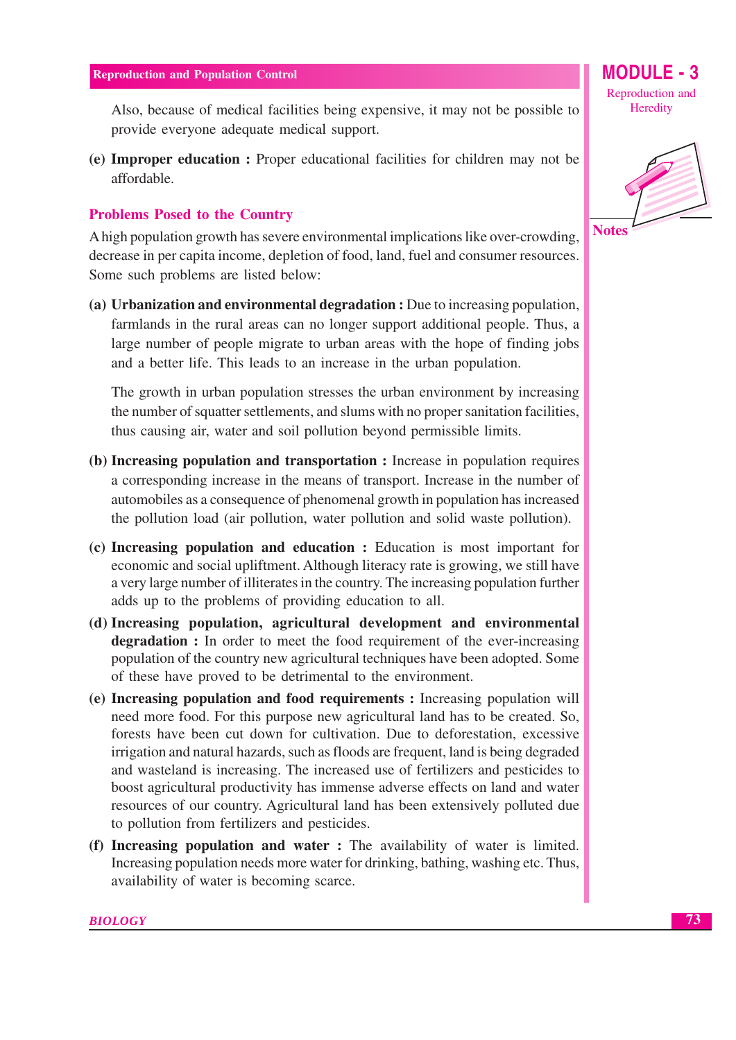Also, because of medical facilities being expensive, it may not be possible to provide everyone adequate medical support.

(e) **Improper education :** Proper educational facilities for children may not be affordable.

## Problems Posed to the Country

A high population growth has severe environmental implications like over-crowding, decrease in per capita income, depletion of food, land, fuel and consumer resources. Some such problems are listed below:

(a) **Urbanization and environmental degradation :** Due to increasing population, farmlands in the rural areas can no longer support additional people. Thus, a large number of people migrate to urban areas with the hope of finding jobs and a better life. This leads to an increase in the urban population.

The growth in urban population stresses the urban environment by increasing the number of squatter settlements, and slums with no proper sanitation facilities, thus causing air, water and soil pollution beyond permissible limits.

(b) **Increasing population and transportation :** Increase in population requires a corresponding increase in the means of transport. Increase in the number of automobiles as a consequence of phenomenal growth in population has increased the pollution load (air pollution, water pollution and solid waste pollution).

(c) **Increasing population and education :** Education is most important for economic and social upliftment. Although literacy rate is growing, we still have a very large number of illiterates in the country. The increasing population further adds up to the problems of providing education to all.

(d) **Increasing population, agricultural development and environmental degradation :** In order to meet the food requirement of the ever-increasing population of the country new agricultural techniques have been adopted. Some of these have proved to be detrimental to the environment.

(e) **Increasing population and food requirements :** Increasing population will need more food. For this purpose new agricultural land has to be created. So, forests have been cut down for cultivation. Due to deforestation, excessive irrigation and natural hazards, such as floods are frequent, land is being degraded and wasteland is increasing. The increased use of fertilizers and pesticides to boost agricultural productivity has immense adverse effects on land and water resources of our country. Agricultural land has been extensively polluted due to pollution from fertilizers and pesticides.

(f) **Increasing population and water :** The availability of water is limited. Increasing population needs more water for drinking, bathing, washing etc. Thus, availability of water is becoming scarce.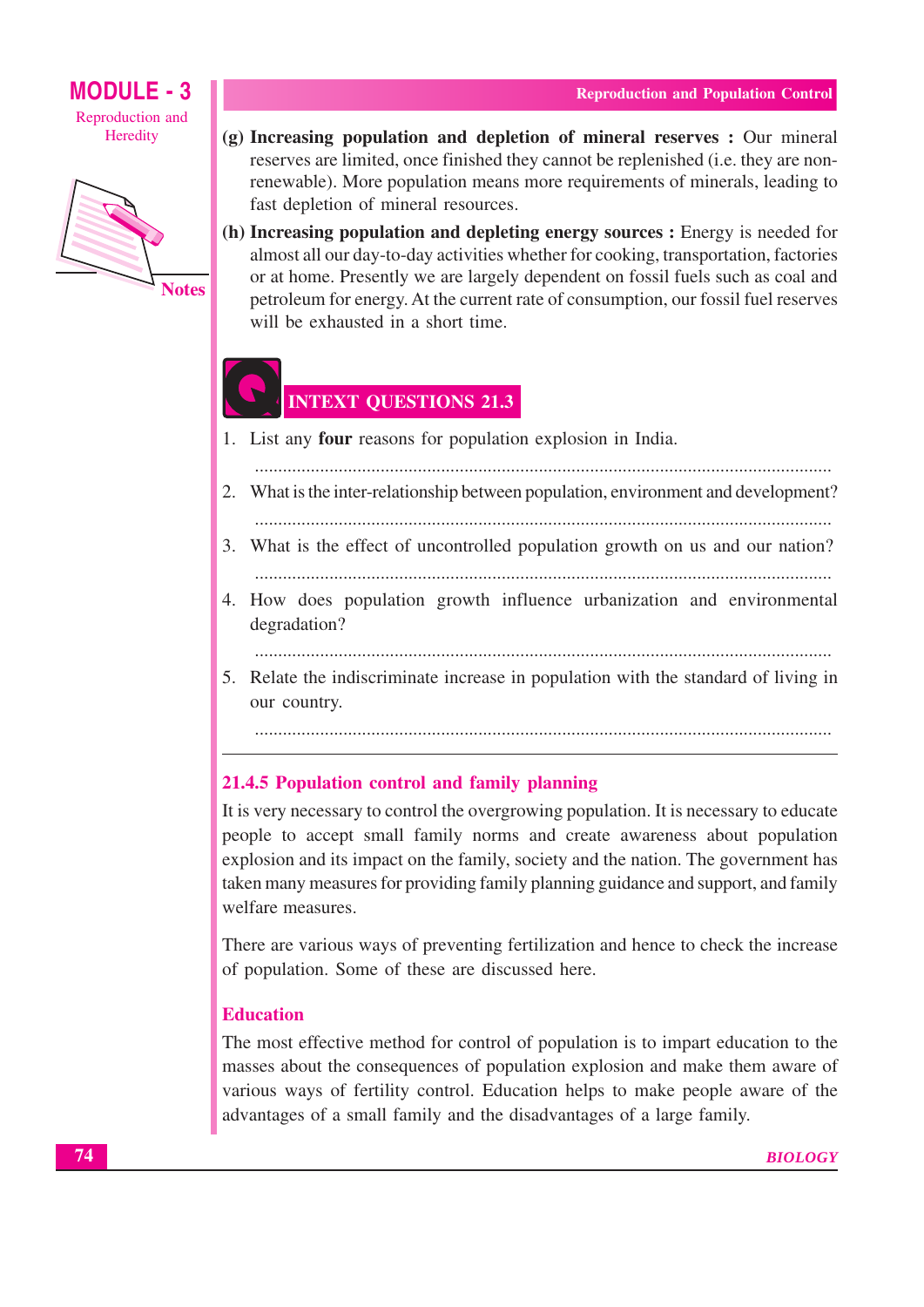(g) **Increasing population and depletion of mineral reserves :** Our mineral reserves are limited, once finished they cannot be replenished (i.e. they are non-renewable). More population means more requirements of minerals, leading to fast depletion of mineral resources.

(h) **Increasing population and depleting energy sources :** Energy is needed for almost all our day-to-day activities whether for cooking, transportation, factories or at home. Presently we are largely dependent on fossil fuels such as coal and petroleum for energy. At the current rate of consumption, our fossil fuel reserves will be exhausted in a short time.

## INTEXT QUESTIONS 21.3

1. List any **four** reasons for population explosion in India.

   ..........................................................................................................................

2. What is the inter-relationship between population, environment and development?

   ..........................................................................................................................

3. What is the effect of uncontrolled population growth on us and our nation?

   ..........................................................................................................................

4. How does population growth influence urbanization and environmental degradation?

   ..........................................................................................................................

5. Relate the indiscriminate increase in population with the standard of living in our country.

   ..........................................................................................................................

### 21.4.5 Population control and family planning

It is very necessary to control the overgrowing population. It is necessary to educate people to accept small family norms and create awareness about population explosion and its impact on the family, society and the nation. The government has taken many measures for providing family planning guidance and support, and family welfare measures.

There are various ways of preventing fertilization and hence to check the increase of population. Some of these are discussed here.

#### Education

The most effective method for control of population is to impart education to the masses about the consequences of population explosion and make them aware of various ways of fertility control. Education helps to make people aware of the advantages of a small family and the disadvantages of a large family.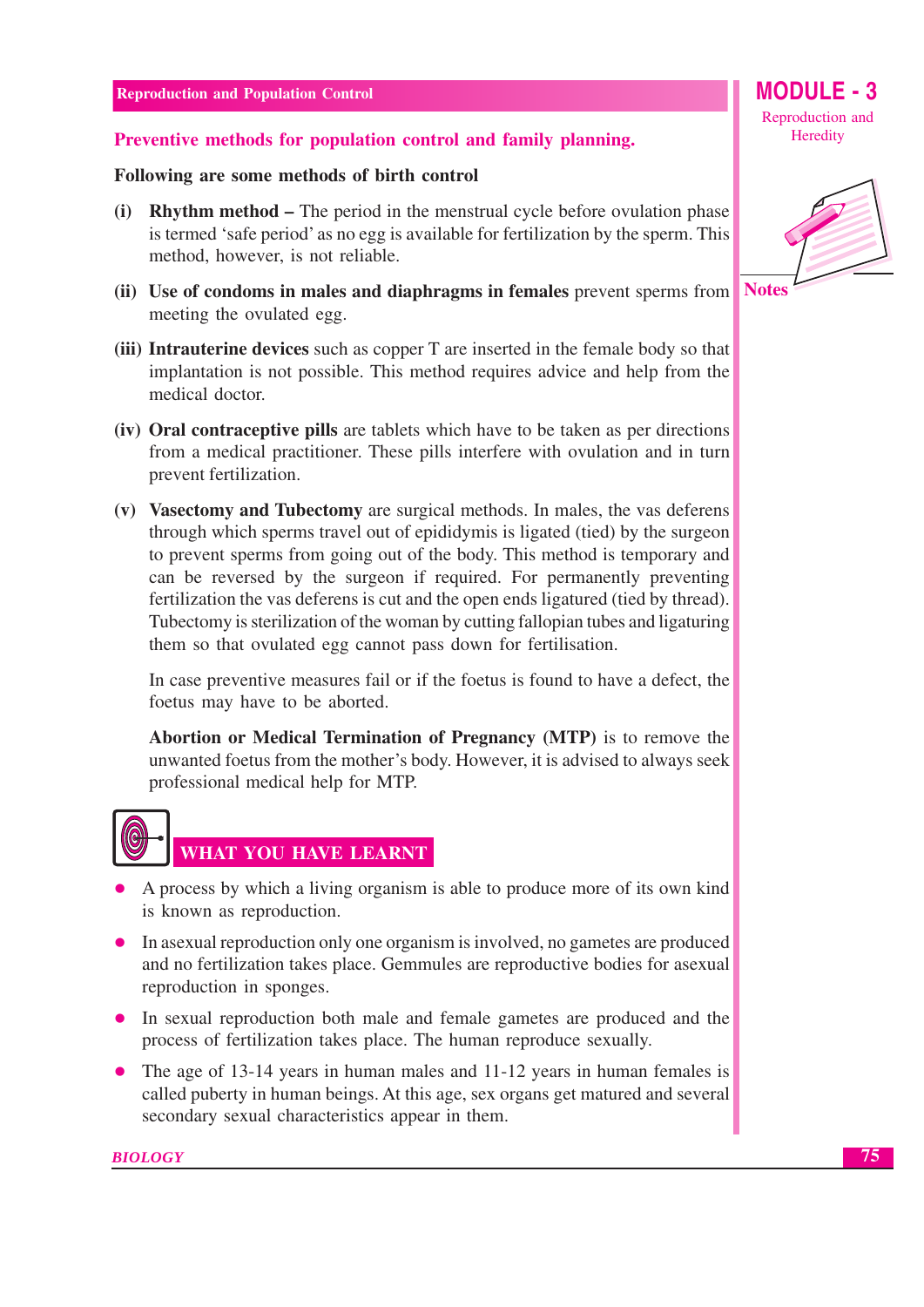## Preventive methods for population control and family planning.

**Following are some methods of birth control**

**(i) Rhythm method –** The period in the menstrual cycle before ovulation phase is termed 'safe period' as no egg is available for fertilization by the sperm. This method, however, is not reliable.

**(ii) Use of condoms in males and diaphragms in females** prevent sperms from meeting the ovulated egg.

**(iii) Intrauterine devices** such as copper T are inserted in the female body so that implantation is not possible. This method requires advice and help from the medical doctor.

**(iv) Oral contraceptive pills** are tablets which have to be taken as per directions from a medical practitioner. These pills interfere with ovulation and in turn prevent fertilization.

**(v) Vasectomy and Tubectomy** are surgical methods. In males, the vas deferens through which sperms travel out of epididymis is ligated (tied) by the surgeon to prevent sperms from going out of the body. This method is temporary and can be reversed by the surgeon if required. For permanently preventing fertilization the vas deferens is cut and the open ends ligatured (tied by thread). Tubectomy is sterilization of the woman by cutting fallopian tubes and ligaturing them so that ovulated egg cannot pass down for fertilisation.

In case preventive measures fail or if the foetus is found to have a defect, the foetus may have to be aborted.

**Abortion or Medical Termination of Pregnancy (MTP)** is to remove the unwanted foetus from the mother's body. However, it is advised to always seek professional medical help for MTP.

## WHAT YOU HAVE LEARNT

- A process by which a living organism is able to produce more of its own kind is known as reproduction.
- In asexual reproduction only one organism is involved, no gametes are produced and no fertilization takes place. Gemmules are reproductive bodies for asexual reproduction in sponges.
- In sexual reproduction both male and female gametes are produced and the process of fertilization takes place. The human reproduce sexually.
- The age of 13-14 years in human males and 11-12 years in human females is called puberty in human beings. At this age, sex organs get matured and several secondary sexual characteristics appear in them.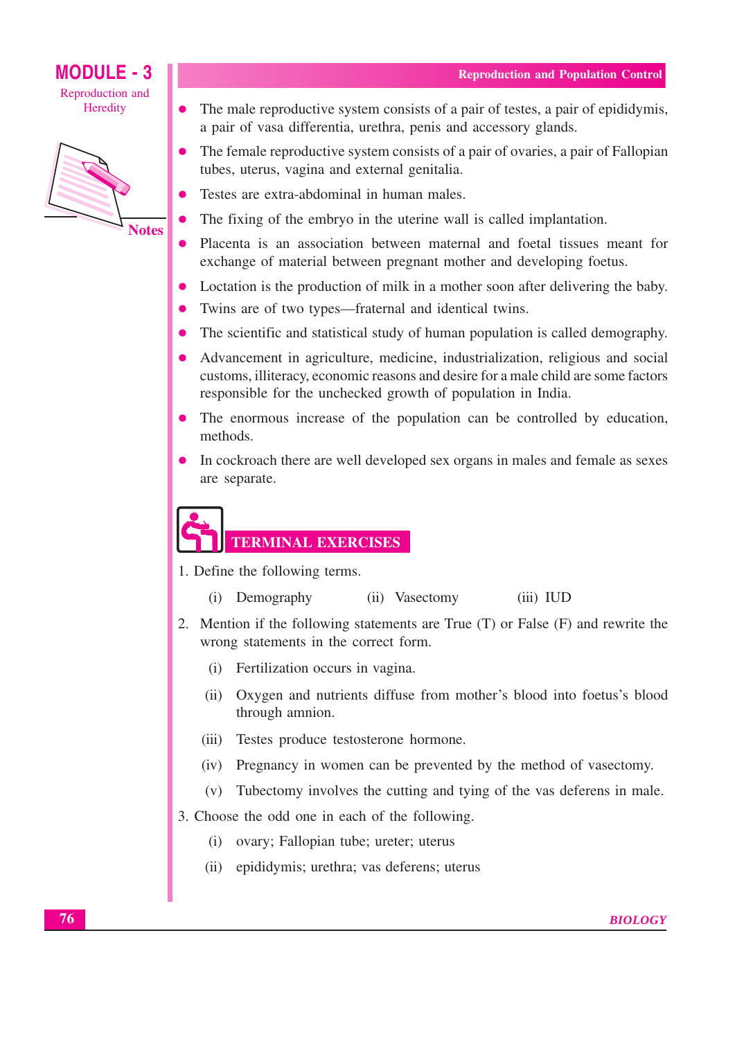- The male reproductive system consists of a pair of testes, a pair of epididymis, a pair of vasa differentia, urethra, penis and accessory glands.
- The female reproductive system consists of a pair of ovaries, a pair of Fallopian tubes, uterus, vagina and external genitalia.
- Testes are extra-abdominal in human males.
- The fixing of the embryo in the uterine wall is called implantation.
- Placenta is an association between maternal and foetal tissues meant for exchange of material between pregnant mother and developing foetus.
- Loctation is the production of milk in a mother soon after delivering the baby.
- Twins are of two types—fraternal and identical twins.
- The scientific and statistical study of human population is called demography.
- Advancement in agriculture, medicine, industrialization, religious and social customs, illiteracy, economic reasons and desire for a male child are some factors responsible for the unchecked growth of population in India.
- The enormous increase of the population can be controlled by education, methods.
- In cockroach there are well developed sex organs in males and female as sexes are separate.

## TERMINAL EXERCISES

1. Define the following terms.

   (i) Demography (ii) Vasectomy (iii) IUD

2. Mention if the following statements are True (T) or False (F) and rewrite the wrong statements in the correct form.

   (i) Fertilization occurs in vagina.

   (ii) Oxygen and nutrients diffuse from mother's blood into foetus's blood through amnion.

   (iii) Testes produce testosterone hormone.

   (iv) Pregnancy in women can be prevented by the method of vasectomy.

   (v) Tubectomy involves the cutting and tying of the vas deferens in male.

3. Choose the odd one in each of the following.

   (i) ovary; Fallopian tube; ureter; uterus

   (ii) epididymis; urethra; vas deferens; uterus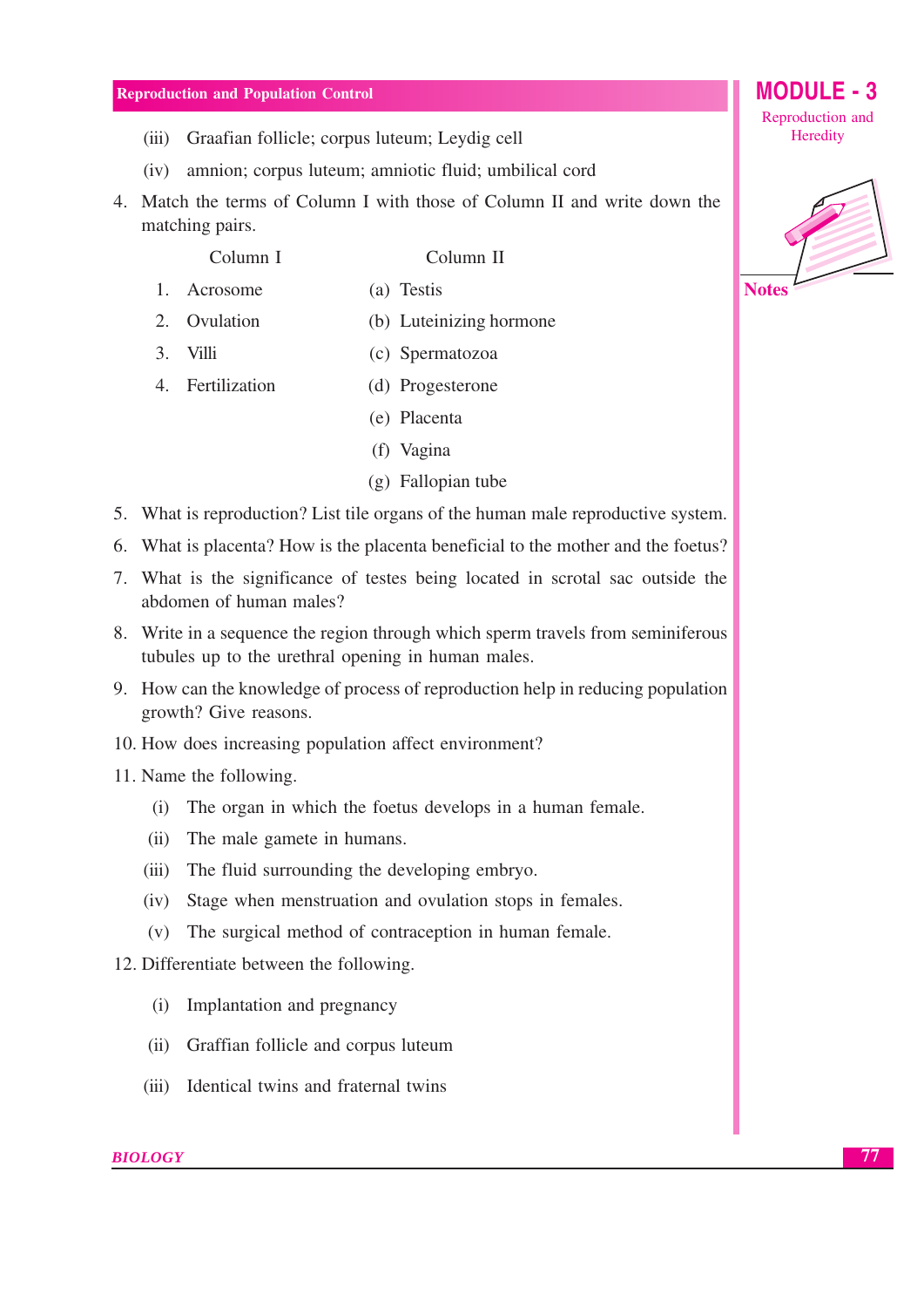(iii) Graafian follicle; corpus luteum; Leydig cell

(iv) amnion; corpus luteum; amniotic fluid; umbilical cord

4. Match the terms of Column I with those of Column II and write down the matching pairs.

| Column I | Column II |
|---|---|
| 1. Acrosome | (a) Testis |
| 2. Ovulation | (b) Luteinizing hormone |
| 3. Villi | (c) Spermatozoa |
| 4. Fertilization | (d) Progesterone |
| | (e) Placenta |
| | (f) Vagina |
| | (g) Fallopian tube |

5. What is reproduction? List tile organs of the human male reproductive system.

6. What is placenta? How is the placenta beneficial to the mother and the foetus?

7. What is the significance of testes being located in scrotal sac outside the abdomen of human males?

8. Write in a sequence the region through which sperm travels from seminiferous tubules up to the urethral opening in human males.

9. How can the knowledge of process of reproduction help in reducing population growth? Give reasons.

10. How does increasing population affect environment?

11. Name the following.

    (i) The organ in which the foetus develops in a human female.

    (ii) The male gamete in humans.

    (iii) The fluid surrounding the developing embryo.

    (iv) Stage when menstruation and ovulation stops in females.

    (v) The surgical method of contraception in human female.

12. Differentiate between the following.

    (i) Implantation and pregnancy

    (ii) Graffian follicle and corpus luteum

    (iii) Identical twins and fraternal twins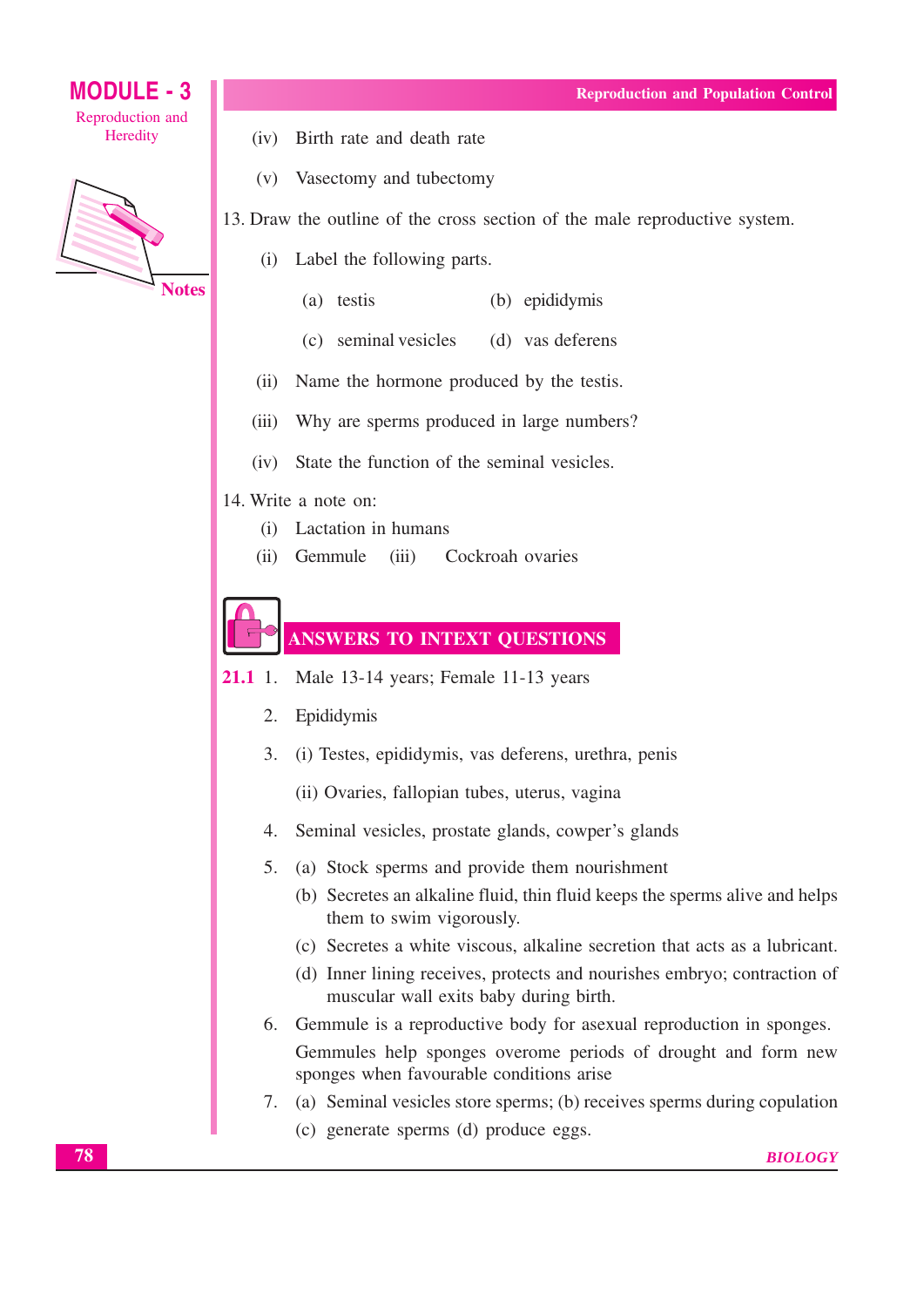(iv) Birth rate and death rate

(v) Vasectomy and tubectomy

13. Draw the outline of the cross section of the male reproductive system.

   (i) Label the following parts.

      (a) testis (b) epididymis

      (c) seminal vesicles (d) vas deferens

   (ii) Name the hormone produced by the testis.

   (iii) Why are sperms produced in large numbers?

   (iv) State the function of the seminal vesicles.

14. Write a note on:

   (i) Lactation in humans

   (ii) Gemmule (iii) Cockroah ovaries

## ANSWERS TO INTEXT QUESTIONS

**21.1** 1. Male 13-14 years; Female 11-13 years

2. Epididymis

3. (i) Testes, epididymis, vas deferens, urethra, penis

   (ii) Ovaries, fallopian tubes, uterus, vagina

4. Seminal vesicles, prostate glands, cowper's glands

5. (a) Stock sperms and provide them nourishment

   (b) Secretes an alkaline fluid, thin fluid keeps the sperms alive and helps them to swim vigorously.

   (c) Secretes a white viscous, alkaline secretion that acts as a lubricant.

   (d) Inner lining receives, protects and nourishes embryo; contraction of muscular wall exits baby during birth.

6. Gemmule is a reproductive body for asexual reproduction in sponges. Gemmules help sponges overome periods of drought and form new sponges when favourable conditions arise

7. (a) Seminal vesicles store sperms; (b) receives sperms during copulation

   (c) generate sperms (d) produce eggs.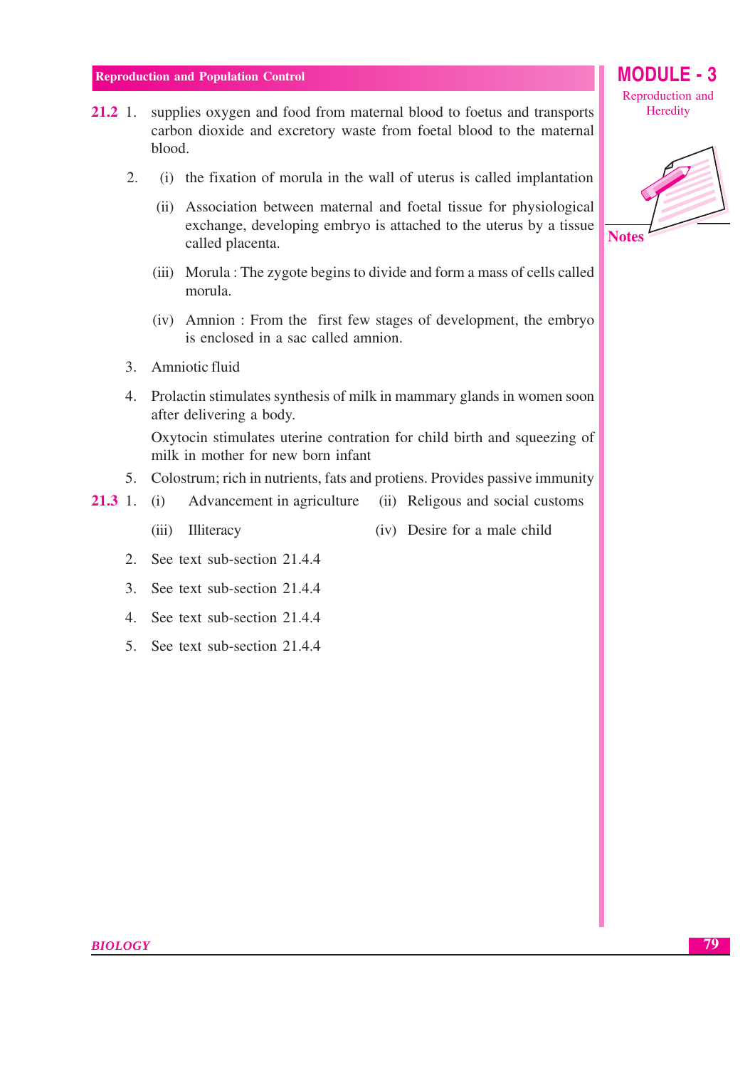**21.2** 1. supplies oxygen and food from maternal blood to foetus and transports carbon dioxide and excretory waste from foetal blood to the maternal blood.

2. (i) the fixation of morula in the wall of uterus is called implantation

   (ii) Association between maternal and foetal tissue for physiological exchange, developing embryo is attached to the uterus by a tissue called placenta.

   (iii) Morula : The zygote begins to divide and form a mass of cells called morula.

   (iv) Amnion : From the first few stages of development, the embryo is enclosed in a sac called amnion.

3. Amniotic fluid

4. Prolactin stimulates synthesis of milk in mammary glands in women soon after delivering a body.

   Oxytocin stimulates uterine contration for child birth and squeezing of milk in mother for new born infant

5. Colostrum; rich in nutrients, fats and protiens. Provides passive immunity

**21.3** 1. (i) Advancement in agriculture (ii) Religous and social customs

   (iii) Illiteracy (iv) Desire for a male child

2. See text sub-section 21.4.4

3. See text sub-section 21.4.4

4. See text sub-section 21.4.4

5. See text sub-section 21.4.4